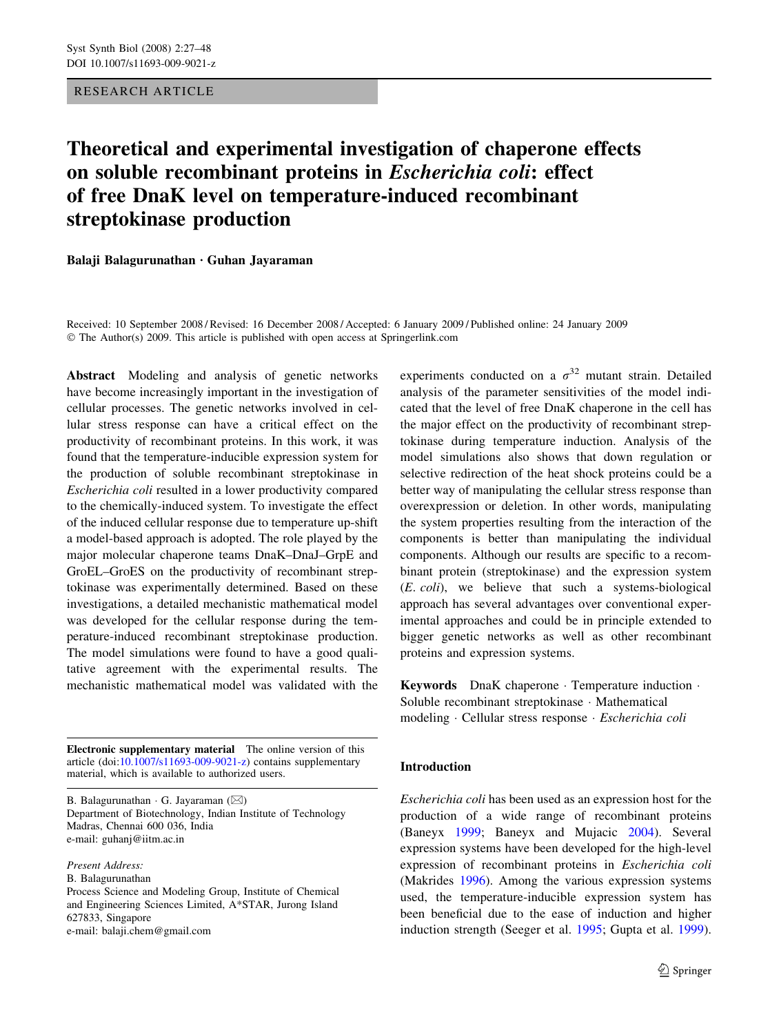RESEARCH ARTICLE

# Theoretical and experimental investigation of chaperone effects on soluble recombinant proteins in *Escherichia coli*: effect of free DnaK level on temperature-induced recombinant streptokinase production

**Balaji Balagurunathan · Guhan Jayaraman**

Received: 10 September 2008 / Revised: 16 December 2008 / Accepted: 6 January 2009 / Published online: 24 January 2009
© The Author(s) 2009. This article is published with open access at Springerlink.com

**Abstract** Modeling and analysis of genetic networks have become increasingly important in the investigation of cellular processes. The genetic networks involved in cellular stress response can have a critical effect on the productivity of recombinant proteins. In this work, it was found that the temperature-inducible expression system for the production of soluble recombinant streptokinase in *Escherichia coli* resulted in a lower productivity compared to the chemically-induced system. To investigate the effect of the induced cellular response due to temperature up-shift a model-based approach is adopted. The role played by the major molecular chaperone teams DnaK–DnaJ–GrpE and GroEL–GroES on the productivity of recombinant streptokinase was experimentally determined. Based on these investigations, a detailed mechanistic mathematical model was developed for the cellular response during the temperature-induced recombinant streptokinase production. The model simulations were found to have a good qualitative agreement with the experimental results. The mechanistic mathematical model was validated with the experiments conducted on a $\sigma^{32}$ mutant strain. Detailed analysis of the parameter sensitivities of the model indicated that the level of free DnaK chaperone in the cell has the major effect on the productivity of recombinant streptokinase during temperature induction. Analysis of the model simulations also shows that down regulation or selective redirection of the heat shock proteins could be a better way of manipulating the cellular stress response than overexpression or deletion. In other words, manipulating the system properties resulting from the interaction of the components is better than manipulating the individual components. Although our results are specific to a recombinant protein (streptokinase) and the expression system (*E. coli*), we believe that such a systems-biological approach has several advantages over conventional experimental approaches and could be in principle extended to bigger genetic networks as well as other recombinant proteins and expression systems.

**Keywords** DnaK chaperone · Temperature induction · Soluble recombinant streptokinase · Mathematical modeling · Cellular stress response · *Escherichia coli*

**Electronic supplementary material** The online version of this article (doi:10.1007/s11693-009-9021-z) contains supplementary material, which is available to authorized users.

B. Balagurunathan · G. Jayaraman (✉)
Department of Biotechnology, Indian Institute of Technology Madras, Chennai 600 036, India
e-mail: guhanj@iitm.ac.in

*Present Address:*
B. Balagurunathan
Process Science and Modeling Group, Institute of Chemical and Engineering Sciences Limited, A*STAR, Jurong Island 627833, Singapore
e-mail: balaji.chem@gmail.com

## Introduction

*Escherichia coli* has been used as an expression host for the production of a wide range of recombinant proteins (Baneyx 1999; Baneyx and Mujacic 2004). Several expression systems have been developed for the high-level expression of recombinant proteins in *Escherichia coli* (Makrides 1996). Among the various expression systems used, the temperature-inducible expression system has been beneficial due to the ease of induction and higher induction strength (Seeger et al. 1995; Gupta et al. 1999).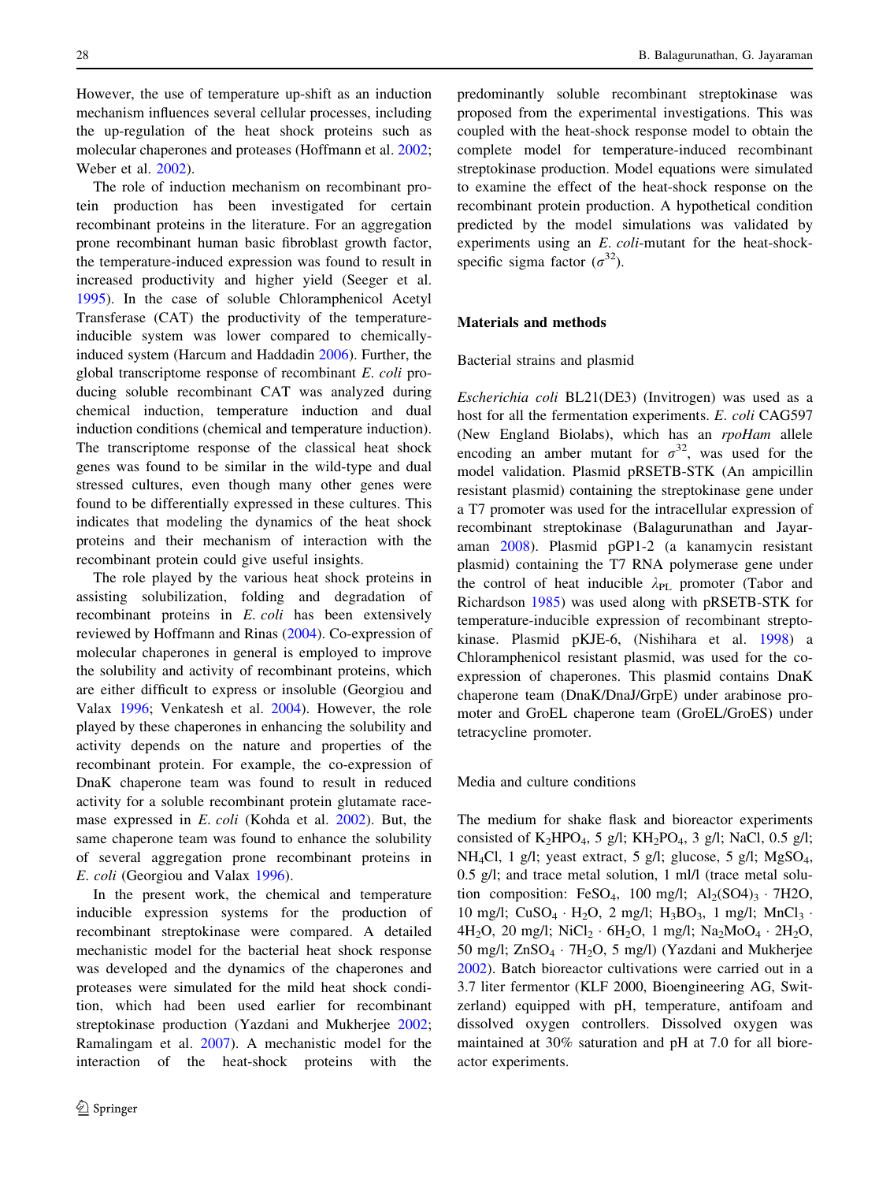However, the use of temperature up-shift as an induction mechanism influences several cellular processes, including the up-regulation of the heat shock proteins such as molecular chaperones and proteases (Hoffmann et al. 2002; Weber et al. 2002).

The role of induction mechanism on recombinant protein production has been investigated for certain recombinant proteins in the literature. For an aggregation prone recombinant human basic fibroblast growth factor, the temperature-induced expression was found to result in increased productivity and higher yield (Seeger et al. 1995). In the case of soluble Chloramphenicol Acetyl Transferase (CAT) the productivity of the temperature-inducible system was lower compared to chemically-induced system (Harcum and Haddadin 2006). Further, the global transcriptome response of recombinant *E. coli* producing soluble recombinant CAT was analyzed during chemical induction, temperature induction and dual induction conditions (chemical and temperature induction). The transcriptome response of the classical heat shock genes was found to be similar in the wild-type and dual stressed cultures, even though many other genes were found to be differentially expressed in these cultures. This indicates that modeling the dynamics of the heat shock proteins and their mechanism of interaction with the recombinant protein could give useful insights.

The role played by the various heat shock proteins in assisting solubilization, folding and degradation of recombinant proteins in *E. coli* has been extensively reviewed by Hoffmann and Rinas (2004). Co-expression of molecular chaperones in general is employed to improve the solubility and activity of recombinant proteins, which are either difficult to express or insoluble (Georgiou and Valax 1996; Venkatesh et al. 2004). However, the role played by these chaperones in enhancing the solubility and activity depends on the nature and properties of the recombinant protein. For example, the co-expression of DnaK chaperone team was found to result in reduced activity for a soluble recombinant protein glutamate racemase expressed in *E. coli* (Kohda et al. 2002). But, the same chaperone team was found to enhance the solubility of several aggregation prone recombinant proteins in *E. coli* (Georgiou and Valax 1996).

In the present work, the chemical and temperature inducible expression systems for the production of recombinant streptokinase were compared. A detailed mechanistic model for the bacterial heat shock response was developed and the dynamics of the chaperones and proteases were simulated for the mild heat shock condition, which had been used earlier for recombinant streptokinase production (Yazdani and Mukherjee 2002; Ramalingam et al. 2007). A mechanistic model for the interaction of the heat-shock proteins with the predominantly soluble recombinant streptokinase was proposed from the experimental investigations. This was coupled with the heat-shock response model to obtain the complete model for temperature-induced recombinant streptokinase production. Model equations were simulated to examine the effect of the heat-shock response on the recombinant protein production. A hypothetical condition predicted by the model simulations was validated by experiments using an *E. coli*-mutant for the heat-shock-specific sigma factor ($\sigma^{32}$).

## Materials and methods

### Bacterial strains and plasmid

*Escherichia coli* BL21(DE3) (Invitrogen) was used as a host for all the fermentation experiments. *E. coli* CAG597 (New England Biolabs), which has an *rpoHam* allele encoding an amber mutant for $\sigma^{32}$, was used for the model validation. Plasmid pRSETB-STK (An ampicillin resistant plasmid) containing the streptokinase gene under a T7 promoter was used for the intracellular expression of recombinant streptokinase (Balagurunathan and Jayaraman 2008). Plasmid pGP1-2 (a kanamycin resistant plasmid) containing the T7 RNA polymerase gene under the control of heat inducible $\lambda_{PL}$ promoter (Tabor and Richardson 1985) was used along with pRSETB-STK for temperature-inducible expression of recombinant streptokinase. Plasmid pKJE-6, (Nishihara et al. 1998) a Chloramphenicol resistant plasmid, was used for the co-expression of chaperones. This plasmid contains DnaK chaperone team (DnaK/DnaJ/GrpE) under arabinose promoter and GroEL chaperone team (GroEL/GroES) under tetracycline promoter.

### Media and culture conditions

The medium for shake flask and bioreactor experiments consisted of $K_2HPO_4$, 5 g/l; $KH_2PO_4$, 3 g/l; NaCl, 0.5 g/l; $NH_4Cl$, 1 g/l; yeast extract, 5 g/l; glucose, 5 g/l; $MgSO_4$, 0.5 g/l; and trace metal solution, 1 ml/l (trace metal solution composition: $FeSO_4$, 100 mg/l; $Al_2(SO4)_3 \cdot 7H2O$, 10 mg/l; $CuSO_4 \cdot H_2O$, 2 mg/l; $H_3BO_3$, 1 mg/l; $MnCl_3 \cdot 4H_2O$, 20 mg/l; $NiCl_2 \cdot 6H_2O$, 1 mg/l; $Na_2MoO_4 \cdot 2H_2O$, 50 mg/l; $ZnSO_4 \cdot 7H_2O$, 5 mg/l) (Yazdani and Mukherjee 2002). Batch bioreactor cultivations were carried out in a 3.7 liter fermentor (KLF 2000, Bioengineering AG, Switzerland) equipped with pH, temperature, antifoam and dissolved oxygen controllers. Dissolved oxygen was maintained at 30% saturation and pH at 7.0 for all bioreactor experiments.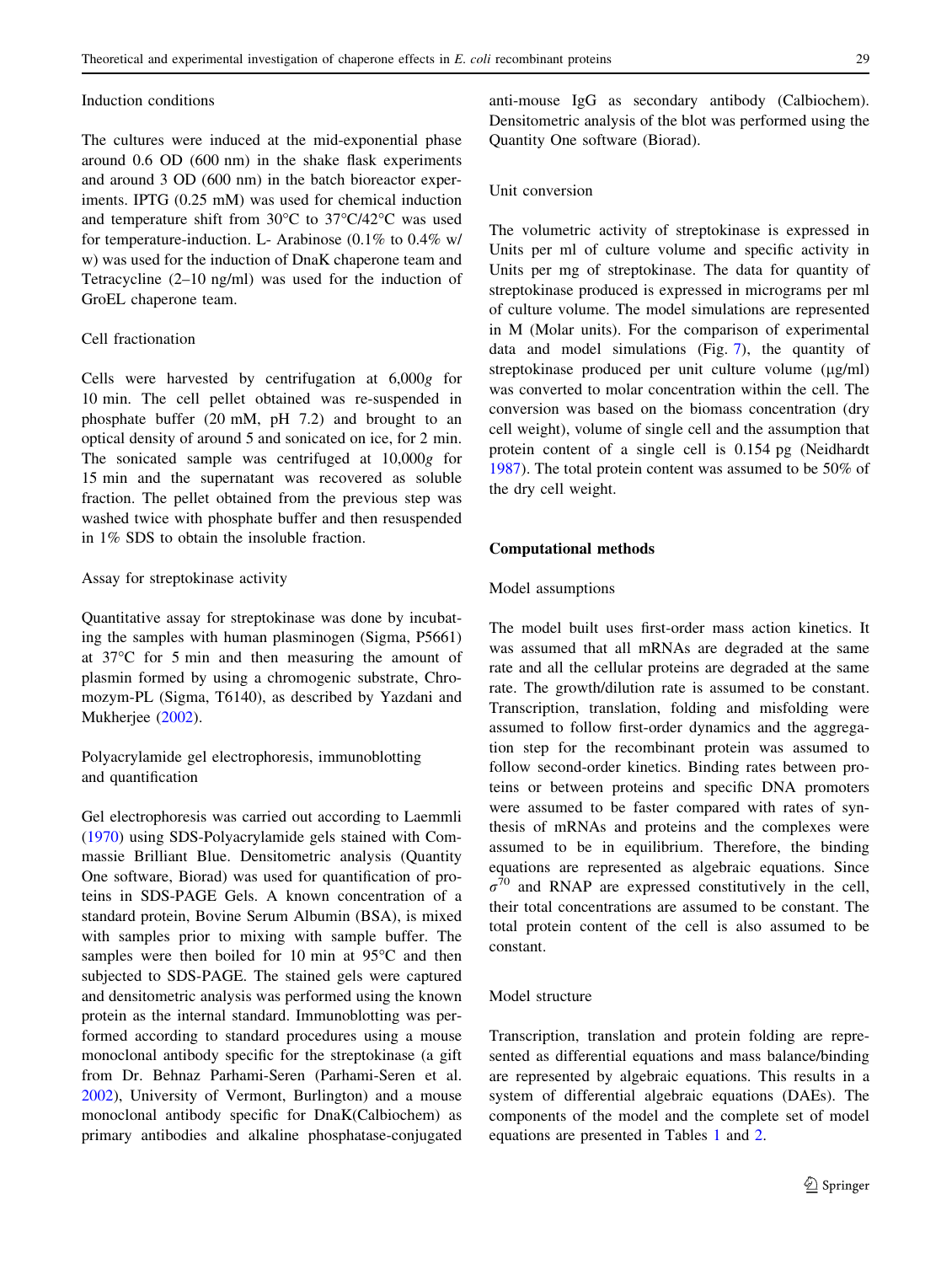### Induction conditions

The cultures were induced at the mid-exponential phase around 0.6 OD (600 nm) in the shake flask experiments and around 3 OD (600 nm) in the batch bioreactor experiments. IPTG (0.25 mM) was used for chemical induction and temperature shift from 30°C to 37°C/42°C was used for temperature-induction. L- Arabinose (0.1% to 0.4% w/w) was used for the induction of DnaK chaperone team and Tetracycline (2–10 ng/ml) was used for the induction of GroEL chaperone team.

### Cell fractionation

Cells were harvested by centrifugation at 6,000*g* for 10 min. The cell pellet obtained was re-suspended in phosphate buffer (20 mM, pH 7.2) and brought to an optical density of around 5 and sonicated on ice, for 2 min. The sonicated sample was centrifuged at 10,000*g* for 15 min and the supernatant was recovered as soluble fraction. The pellet obtained from the previous step was washed twice with phosphate buffer and then resuspended in 1% SDS to obtain the insoluble fraction.

### Assay for streptokinase activity

Quantitative assay for streptokinase was done by incubating the samples with human plasminogen (Sigma, P5661) at 37°C for 5 min and then measuring the amount of plasmin formed by using a chromogenic substrate, Chromozym-PL (Sigma, T6140), as described by Yazdani and Mukherjee (2002).

### Polyacrylamide gel electrophoresis, immunoblotting and quantification

Gel electrophoresis was carried out according to Laemmli (1970) using SDS-Polyacrylamide gels stained with Commassie Brilliant Blue. Densitometric analysis (Quantity One software, Biorad) was used for quantification of proteins in SDS-PAGE Gels. A known concentration of a standard protein, Bovine Serum Albumin (BSA), is mixed with samples prior to mixing with sample buffer. The samples were then boiled for 10 min at 95°C and then subjected to SDS-PAGE. The stained gels were captured and densitometric analysis was performed using the known protein as the internal standard. Immunoblotting was performed according to standard procedures using a mouse monoclonal antibody specific for the streptokinase (a gift from Dr. Behnaz Parhami-Seren (Parhami-Seren et al. 2002), University of Vermont, Burlington) and a mouse monoclonal antibody specific for DnaK(Calbiochem) as primary antibodies and alkaline phosphatase-conjugated anti-mouse IgG as secondary antibody (Calbiochem). Densitometric analysis of the blot was performed using the Quantity One software (Biorad).

### Unit conversion

The volumetric activity of streptokinase is expressed in Units per ml of culture volume and specific activity in Units per mg of streptokinase. The data for quantity of streptokinase produced is expressed in micrograms per ml of culture volume. The model simulations are represented in M (Molar units). For the comparison of experimental data and model simulations (Fig. 7), the quantity of streptokinase produced per unit culture volume (μg/ml) was converted to molar concentration within the cell. The conversion was based on the biomass concentration (dry cell weight), volume of single cell and the assumption that protein content of a single cell is 0.154 pg (Neidhardt 1987). The total protein content was assumed to be 50% of the dry cell weight.

## Computational methods

### Model assumptions

The model built uses first-order mass action kinetics. It was assumed that all mRNAs are degraded at the same rate and all the cellular proteins are degraded at the same rate. The growth/dilution rate is assumed to be constant. Transcription, translation, folding and misfolding were assumed to follow first-order dynamics and the aggregation step for the recombinant protein was assumed to follow second-order kinetics. Binding rates between proteins or between proteins and specific DNA promoters were assumed to be faster compared with rates of synthesis of mRNAs and proteins and the complexes were assumed to be in equilibrium. Therefore, the binding equations are represented as algebraic equations. Since $\sigma^{70}$ and RNAP are expressed constitutively in the cell, their total concentrations are assumed to be constant. The total protein content of the cell is also assumed to be constant.

### Model structure

Transcription, translation and protein folding are represented as differential equations and mass balance/binding are represented by algebraic equations. This results in a system of differential algebraic equations (DAEs). The components of the model and the complete set of model equations are presented in Tables 1 and 2.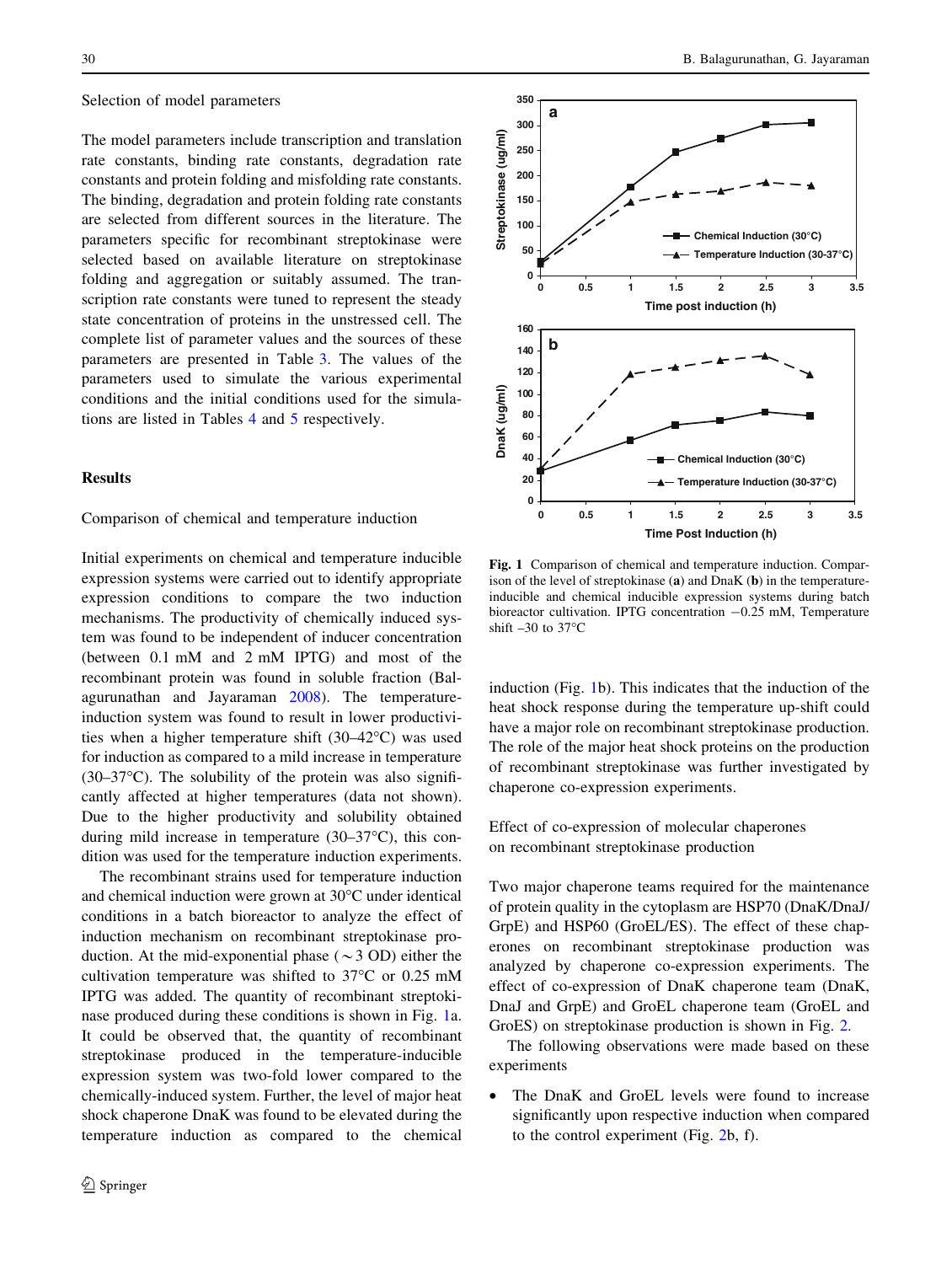Selection of model parameters

The model parameters include transcription and translation rate constants, binding rate constants, degradation rate constants and protein folding and misfolding rate constants. The binding, degradation and protein folding rate constants are selected from different sources in the literature. The parameters specific for recombinant streptokinase were selected based on available literature on streptokinase folding and aggregation or suitably assumed. The transcription rate constants were tuned to represent the steady state concentration of proteins in the unstressed cell. The complete list of parameter values and the sources of these parameters are presented in Table 3. The values of the parameters used to simulate the various experimental conditions and the initial conditions used for the simulations are listed in Tables 4 and 5 respectively.

## Results

Comparison of chemical and temperature induction

Initial experiments on chemical and temperature inducible expression systems were carried out to identify appropriate expression conditions to compare the two induction mechanisms. The productivity of chemically induced system was found to be independent of inducer concentration (between 0.1 mM and 2 mM IPTG) and most of the recombinant protein was found in soluble fraction (Balagurunathan and Jayaraman 2008). The temperature-induction system was found to result in lower productivities when a higher temperature shift (30–42°C) was used for induction as compared to a mild increase in temperature (30–37°C). The solubility of the protein was also significantly affected at higher temperatures (data not shown). Due to the higher productivity and solubility obtained during mild increase in temperature (30–37°C), this condition was used for the temperature induction experiments.

The recombinant strains used for temperature induction and chemical induction were grown at 30°C under identical conditions in a batch bioreactor to analyze the effect of induction mechanism on recombinant streptokinase production. At the mid-exponential phase ($\sim$3 OD) either the cultivation temperature was shifted to 37°C or 0.25 mM IPTG was added. The quantity of recombinant streptokinase produced during these conditions is shown in Fig. 1a. It could be observed that, the quantity of recombinant streptokinase produced in the temperature-inducible expression system was two-fold lower compared to the chemically-induced system. Further, the level of major heat shock chaperone DnaK was found to be elevated during the temperature induction as compared to the chemical induction (Fig. 1b). This indicates that the induction of the heat shock response during the temperature up-shift could have a major role on recombinant streptokinase production. The role of the major heat shock proteins on the production of recombinant streptokinase was further investigated by chaperone co-expression experiments.

**Fig. 1** Comparison of chemical and temperature induction. Comparison of the level of streptokinase (**a**) and DnaK (**b**) in the temperature-inducible and chemical inducible expression systems during batch bioreactor cultivation. IPTG concentration –0.25 mM, Temperature shift –30 to 37°C

Effect of co-expression of molecular chaperones on recombinant streptokinase production

Two major chaperone teams required for the maintenance of protein quality in the cytoplasm are HSP70 (DnaK/DnaJ/GrpE) and HSP60 (GroEL/ES). The effect of these chaperones on recombinant streptokinase production was analyzed by chaperone co-expression experiments. The effect of co-expression of DnaK chaperone team (DnaK, DnaJ and GrpE) and GroEL chaperone team (GroEL and GroES) on streptokinase production is shown in Fig. 2.

The following observations were made based on these experiments

- The DnaK and GroEL levels were found to increase significantly upon respective induction when compared to the control experiment (Fig. 2b, f).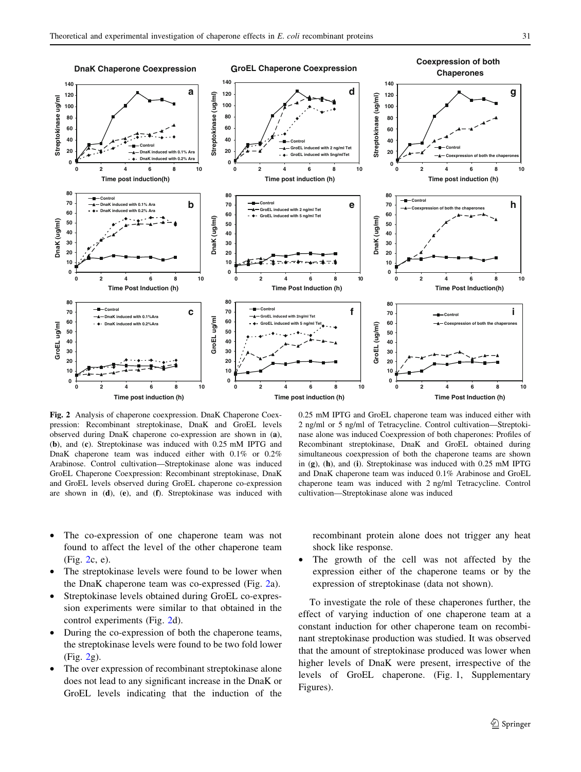**Fig. 2** Analysis of chaperone coexpression. DnaK Chaperone Coexpression: Recombinant streptokinase, DnaK and GroEL levels observed during DnaK chaperone co-expression are shown in (**a**), (**b**), and (**c**). Streptokinase was induced with 0.25 mM IPTG and DnaK chaperone team was induced either with 0.1% or 0.2% Arabinose. Control cultivation—Streptokinase alone was induced GroEL Chaperone Coexpression: Recombinant streptokinase, DnaK and GroEL levels observed during GroEL chaperone co-expression are shown in (**d**), (**e**), and (**f**). Streptokinase was induced with 0.25 mM IPTG and GroEL chaperone team was induced either with 2 ng/ml or 5 ng/ml of Tetracycline. Control cultivation—Streptokinase alone was induced Coexpression of both chaperones: Profiles of Recombinant streptokinase, DnaK and GroEL obtained during simultaneous coexpression of both the chaperone teams are shown in (**g**), (**h**), and (**i**). Streptokinase was induced with 0.25 mM IPTG and DnaK chaperone team was induced 0.1% Arabinose and GroEL chaperone team was induced with 2 ng/ml Tetracycline. Control cultivation—Streptokinase alone was induced

- The co-expression of one chaperone team was not found to affect the level of the other chaperone team (Fig. 2c, e).
- The streptokinase levels were found to be lower when the DnaK chaperone team was co-expressed (Fig. 2a).
- Streptokinase levels obtained during GroEL co-expression experiments were similar to that obtained in the control experiments (Fig. 2d).
- During the co-expression of both the chaperone teams, the streptokinase levels were found to be two fold lower (Fig. 2g).
- The over expression of recombinant streptokinase alone does not lead to any significant increase in the DnaK or GroEL levels indicating that the induction of the recombinant protein alone does not trigger any heat shock like response.
- The growth of the cell was not affected by the expression either of the chaperone teams or by the expression of streptokinase (data not shown).

To investigate the role of these chaperones further, the effect of varying induction of one chaperone team at a constant induction for other chaperone team on recombinant streptokinase production was studied. It was observed that the amount of streptokinase produced was lower when higher levels of DnaK were present, irrespective of the levels of GroEL chaperone. (Fig. 1, Supplementary Figures).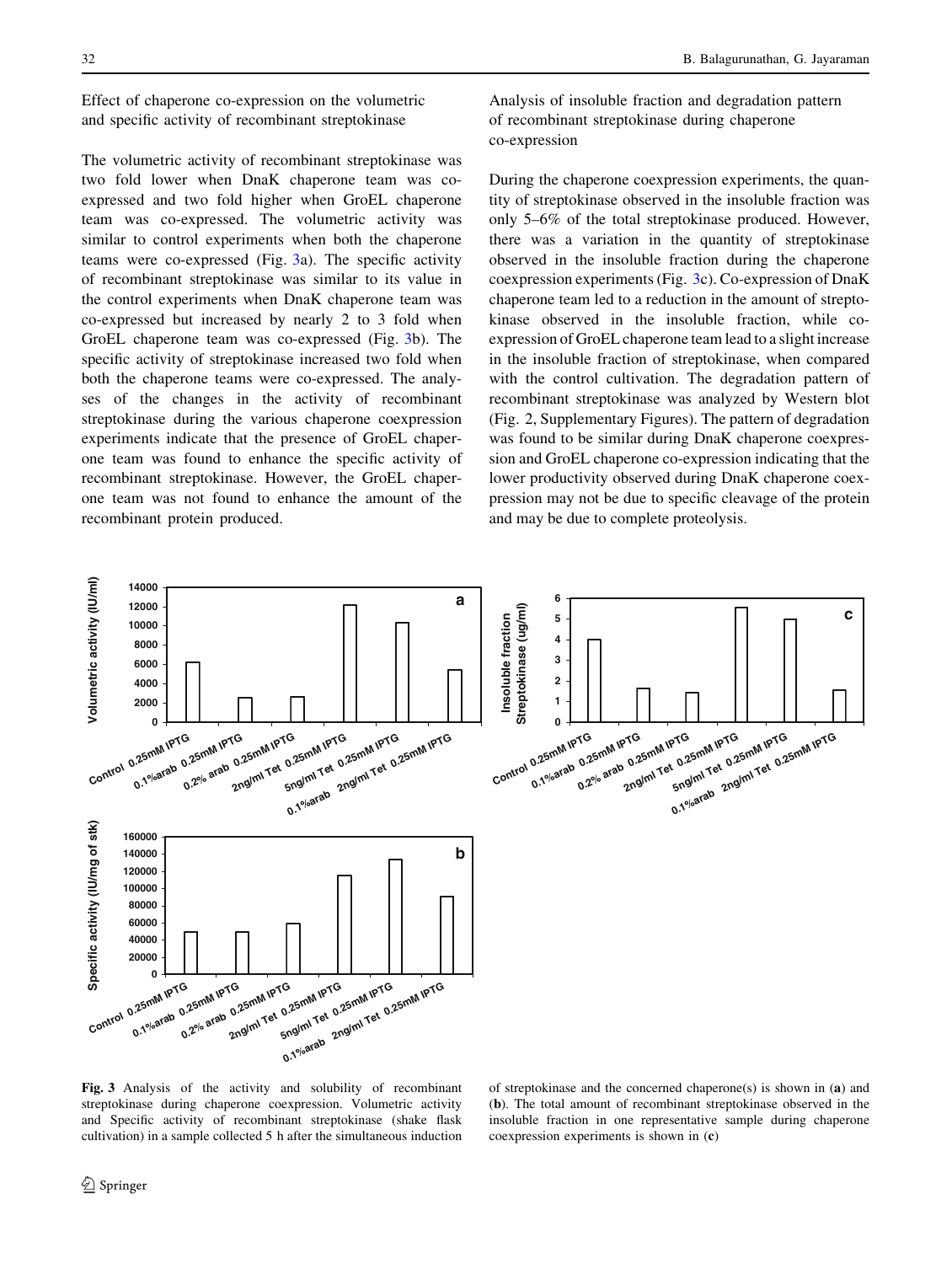### Effect of chaperone co-expression on the volumetric and specific activity of recombinant streptokinase

The volumetric activity of recombinant streptokinase was two fold lower when DnaK chaperone team was co-expressed and two fold higher when GroEL chaperone team was co-expressed. The volumetric activity was similar to control experiments when both the chaperone teams were co-expressed (Fig. 3a). The specific activity of recombinant streptokinase was similar to its value in the control experiments when DnaK chaperone team was co-expressed but increased by nearly 2 to 3 fold when GroEL chaperone team was co-expressed (Fig. 3b). The specific activity of streptokinase increased two fold when both the chaperone teams were co-expressed. The analyses of the changes in the activity of recombinant streptokinase during the various chaperone coexpression experiments indicate that the presence of GroEL chaperone team was found to enhance the specific activity of recombinant streptokinase. However, the GroEL chaperone team was not found to enhance the amount of the recombinant protein produced.

### Analysis of insoluble fraction and degradation pattern of recombinant streptokinase during chaperone co-expression

During the chaperone coexpression experiments, the quantity of streptokinase observed in the insoluble fraction was only 5–6% of the total streptokinase produced. However, there was a variation in the quantity of streptokinase observed in the insoluble fraction during the chaperone coexpression experiments (Fig. 3c). Co-expression of DnaK chaperone team led to a reduction in the amount of streptokinase observed in the insoluble fraction, while co-expression of GroEL chaperone team lead to a slight increase in the insoluble fraction of streptokinase, when compared with the control cultivation. The degradation pattern of recombinant streptokinase was analyzed by Western blot (Fig. 2, Supplementary Figures). The pattern of degradation was found to be similar during DnaK chaperone coexpression and GroEL chaperone co-expression indicating that the lower productivity observed during DnaK chaperone coexpression may not be due to specific cleavage of the protein and may be due to complete proteolysis.

**Fig. 3** Analysis of the activity and solubility of recombinant streptokinase during chaperone coexpression. Volumetric activity and Specific activity of recombinant streptokinase (shake flask cultivation) in a sample collected 5 h after the simultaneous induction of streptokinase and the concerned chaperone(s) is shown in (**a**) and (**b**). The total amount of recombinant streptokinase observed in the insoluble fraction in one representative sample during chaperone coexpression experiments is shown in (**c**)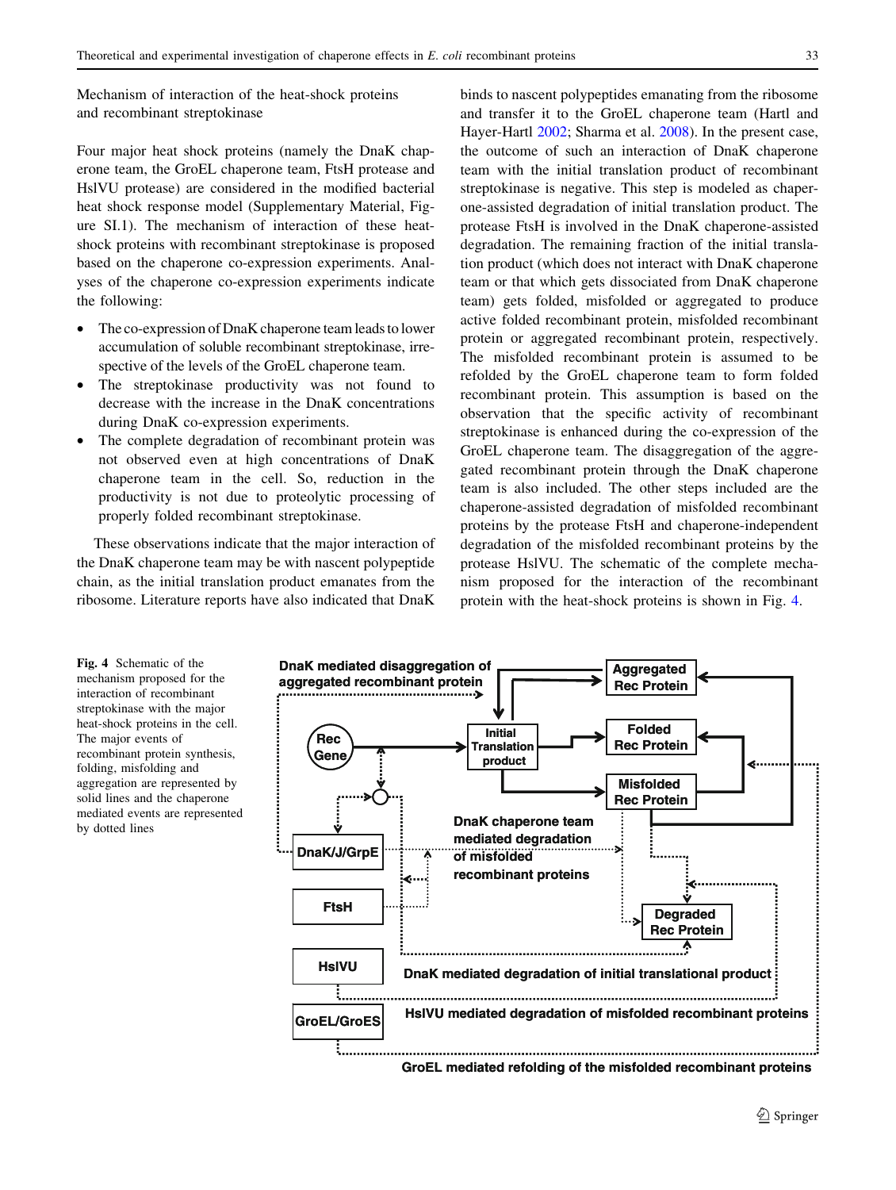Mechanism of interaction of the heat-shock proteins and recombinant streptokinase

Four major heat shock proteins (namely the DnaK chaperone team, the GroEL chaperone team, FtsH protease and HslVU protease) are considered in the modified bacterial heat shock response model (Supplementary Material, Figure SI.1). The mechanism of interaction of these heat-shock proteins with recombinant streptokinase is proposed based on the chaperone co-expression experiments. Analyses of the chaperone co-expression experiments indicate the following:

- The co-expression of DnaK chaperone team leads to lower accumulation of soluble recombinant streptokinase, irrespective of the levels of the GroEL chaperone team.
- The streptokinase productivity was not found to decrease with the increase in the DnaK concentrations during DnaK co-expression experiments.
- The complete degradation of recombinant protein was not observed even at high concentrations of DnaK chaperone team in the cell. So, reduction in the productivity is not due to proteolytic processing of properly folded recombinant streptokinase.

These observations indicate that the major interaction of the DnaK chaperone team may be with nascent polypeptide chain, as the initial translation product emanates from the ribosome. Literature reports have also indicated that DnaK binds to nascent polypeptides emanating from the ribosome and transfer it to the GroEL chaperone team (Hartl and Hayer-Hartl 2002; Sharma et al. 2008). In the present case, the outcome of such an interaction of DnaK chaperone team with the initial translation product of recombinant streptokinase is negative. This step is modeled as chaperone-assisted degradation of initial translation product. The protease FtsH is involved in the DnaK chaperone-assisted degradation. The remaining fraction of the initial translation product (which does not interact with DnaK chaperone team or that which gets dissociated from DnaK chaperone team) gets folded, misfolded or aggregated to produce active folded recombinant protein, misfolded recombinant protein or aggregated recombinant protein, respectively. The misfolded recombinant protein is assumed to be refolded by the GroEL chaperone team to form folded recombinant protein. This assumption is based on the observation that the specific activity of recombinant streptokinase is enhanced during the co-expression of the GroEL chaperone team. The disaggregation of the aggregated recombinant protein through the DnaK chaperone team is also included. The other steps included are the chaperone-assisted degradation of misfolded recombinant proteins by the protease FtsH and chaperone-independent degradation of the misfolded recombinant proteins by the protease HslVU. The schematic of the complete mechanism proposed for the interaction of the recombinant protein with the heat-shock proteins is shown in Fig. 4.

**Fig. 4** Schematic of the mechanism proposed for the interaction of recombinant streptokinase with the major heat-shock proteins in the cell. The major events of recombinant protein synthesis, folding, misfolding and aggregation are represented by solid lines and the chaperone mediated events are represented by dotted lines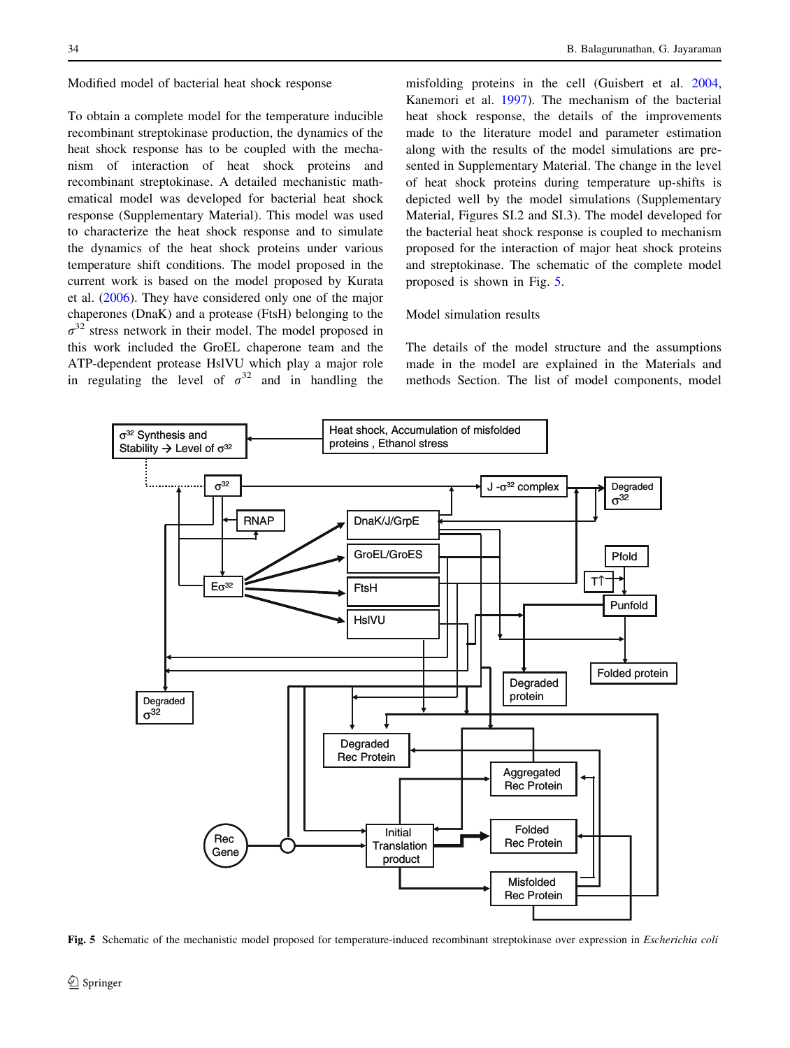## Modified model of bacterial heat shock response

To obtain a complete model for the temperature inducible recombinant streptokinase production, the dynamics of the heat shock response has to be coupled with the mechanism of interaction of heat shock proteins and recombinant streptokinase. A detailed mechanistic mathematical model was developed for bacterial heat shock response (Supplementary Material). This model was used to characterize the heat shock response and to simulate the dynamics of the heat shock proteins under various temperature shift conditions. The model proposed in the current work is based on the model proposed by Kurata et al. (2006). They have considered only one of the major chaperones (DnaK) and a protease (FtsH) belonging to the $\sigma^{32}$ stress network in their model. The model proposed in this work included the GroEL chaperone team and the ATP-dependent protease HslVU which play a major role in regulating the level of $\sigma^{32}$ and in handling the misfolding proteins in the cell (Guisbert et al. 2004, Kanemori et al. 1997). The mechanism of the bacterial heat shock response, the details of the improvements made to the literature model and parameter estimation along with the results of the model simulations are presented in Supplementary Material. The change in the level of heat shock proteins during temperature up-shifts is depicted well by the model simulations (Supplementary Material, Figures SI.2 and SI.3). The model developed for the bacterial heat shock response is coupled to mechanism proposed for the interaction of major heat shock proteins and streptokinase. The schematic of the complete model proposed is shown in Fig. 5.

## Model simulation results

The details of the model structure and the assumptions made in the model are explained in the Materials and methods Section. The list of model components, model

**Fig. 5** Schematic of the mechanistic model proposed for temperature-induced recombinant streptokinase over expression in *Escherichia coli*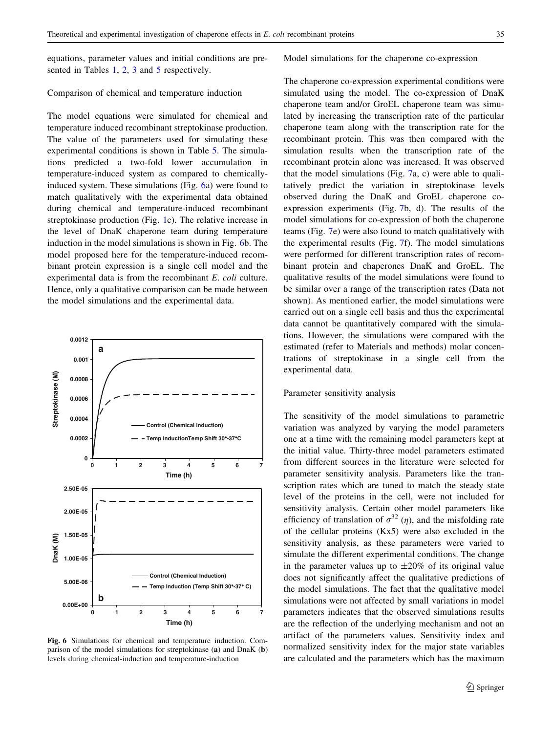equations, parameter values and initial conditions are presented in Tables 1, 2, 3 and 5 respectively.

### Comparison of chemical and temperature induction

The model equations were simulated for chemical and temperature induced recombinant streptokinase production. The value of the parameters used for simulating these experimental conditions is shown in Table 5. The simulations predicted a two-fold lower accumulation in temperature-induced system as compared to chemically-induced system. These simulations (Fig. 6a) were found to match qualitatively with the experimental data obtained during chemical and temperature-induced recombinant streptokinase production (Fig. 1c). The relative increase in the level of DnaK chaperone team during temperature induction in the model simulations is shown in Fig. 6b. The model proposed here for the temperature-induced recombinant protein expression is a single cell model and the experimental data is from the recombinant *E. coli* culture. Hence, only a qualitative comparison can be made between the model simulations and the experimental data.

**Fig. 6** Simulations for chemical and temperature induction. Comparison of the model simulations for streptokinase (**a**) and DnaK (**b**) levels during chemical-induction and temperature-induction

### Model simulations for the chaperone co-expression

The chaperone co-expression experimental conditions were simulated using the model. The co-expression of DnaK chaperone team and/or GroEL chaperone team was simulated by increasing the transcription rate of the particular chaperone team along with the transcription rate for the recombinant protein. This was then compared with the simulation results when the transcription rate of the recombinant protein alone was increased. It was observed that the model simulations (Fig. 7a, c) were able to qualitatively predict the variation in streptokinase levels observed during the DnaK and GroEL chaperone co-expression experiments (Fig. 7b, d). The results of the model simulations for co-expression of both the chaperone teams (Fig. 7e) were also found to match qualitatively with the experimental results (Fig. 7f). The model simulations were performed for different transcription rates of recombinant protein and chaperones DnaK and GroEL. The qualitative results of the model simulations were found to be similar over a range of the transcription rates (Data not shown). As mentioned earlier, the model simulations were carried out on a single cell basis and thus the experimental data cannot be quantitatively compared with the simulations. However, the simulations were compared with the estimated (refer to Materials and methods) molar concentrations of streptokinase in a single cell from the experimental data.

### Parameter sensitivity analysis

The sensitivity of the model simulations to parametric variation was analyzed by varying the model parameters one at a time with the remaining model parameters kept at the initial value. Thirty-three model parameters estimated from different sources in the literature were selected for parameter sensitivity analysis. Parameters like the transcription rates which are tuned to match the steady state level of the proteins in the cell, were not included for sensitivity analysis. Certain other model parameters like efficiency of translation of $\sigma^{32}$ ($\eta$), and the misfolding rate of the cellular proteins (Kx5) were also excluded in the sensitivity analysis, as these parameters were varied to simulate the different experimental conditions. The change in the parameter values up to $\pm 20\%$ of its original value does not significantly affect the qualitative predictions of the model simulations. The fact that the qualitative model simulations were not affected by small variations in model parameters indicates that the observed simulations results are the reflection of the underlying mechanism and not an artifact of the parameters values. Sensitivity index and normalized sensitivity index for the major state variables are calculated and the parameters which has the maximum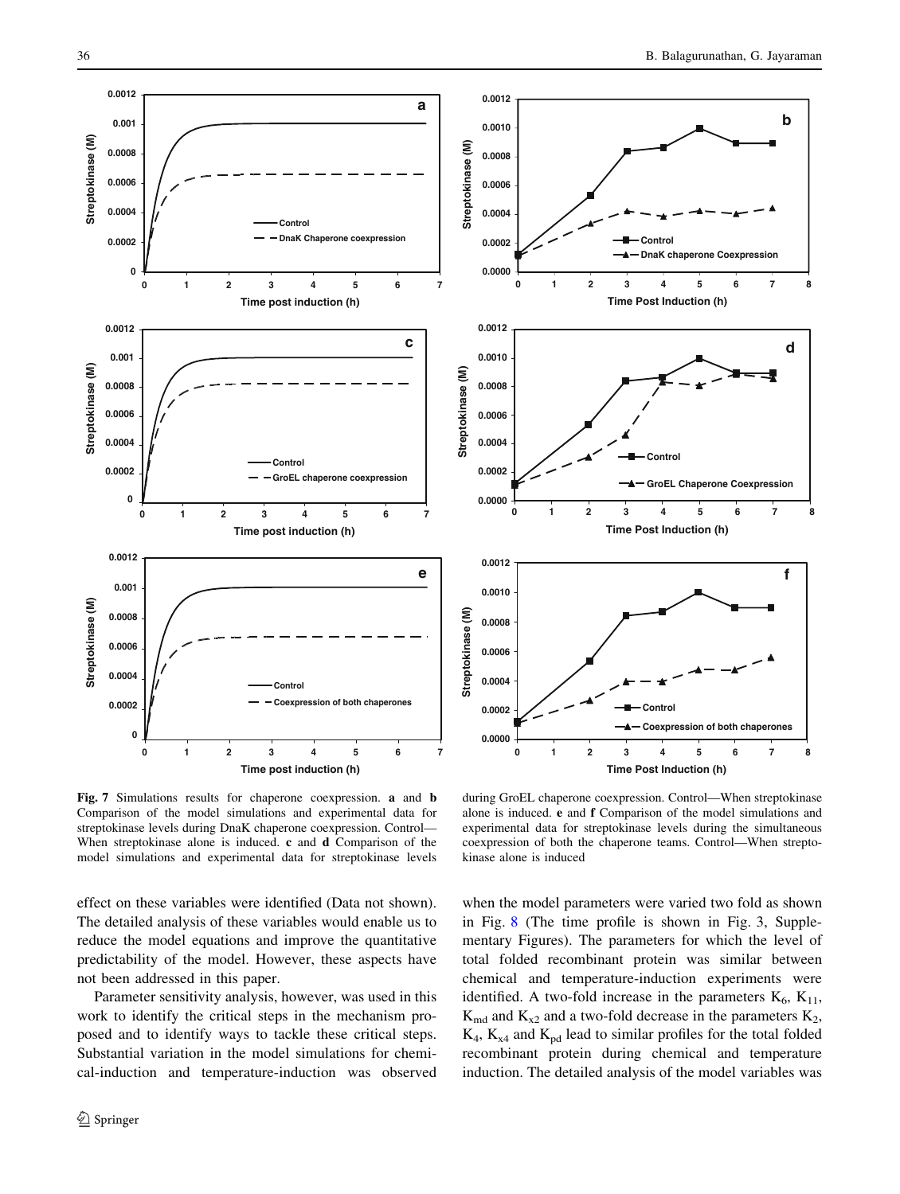**Fig. 7** Simulations results for chaperone coexpression. **a** and **b** Comparison of the model simulations and experimental data for streptokinase levels during DnaK chaperone coexpression. Control—When streptokinase alone is induced. **c** and **d** Comparison of the model simulations and experimental data for streptokinase levels during GroEL chaperone coexpression. Control—When streptokinase alone is induced. **e** and **f** Comparison of the model simulations and experimental data for streptokinase levels during the simultaneous coexpression of both the chaperone teams. Control—When streptokinase alone is induced

effect on these variables were identified (Data not shown). The detailed analysis of these variables would enable us to reduce the model equations and improve the quantitative predictability of the model. However, these aspects have not been addressed in this paper.

Parameter sensitivity analysis, however, was used in this work to identify the critical steps in the mechanism proposed and to identify ways to tackle these critical steps. Substantial variation in the model simulations for chemical-induction and temperature-induction was observed when the model parameters were varied two fold as shown in Fig. 8 (The time profile is shown in Fig. 3, Supplementary Figures). The parameters for which the level of total folded recombinant protein was similar between chemical and temperature-induction experiments were identified. A two-fold increase in the parameters $K_6$, $K_{11}$, $K_{md}$ and $K_{x2}$ and a two-fold decrease in the parameters $K_2$, $K_4$, $K_{x4}$ and $K_{pd}$ lead to similar profiles for the total folded recombinant protein during chemical and temperature induction. The detailed analysis of the model variables was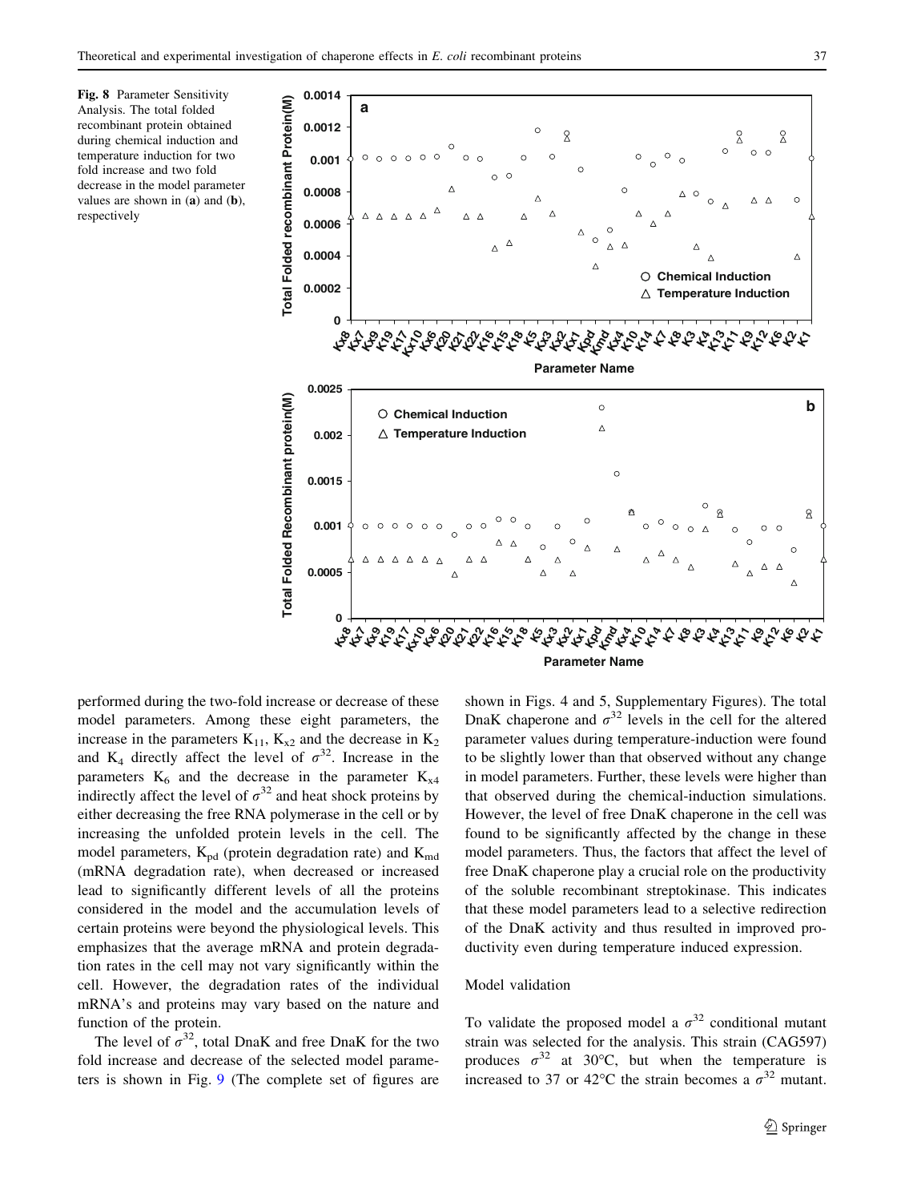Fig. 8 Parameter Sensitivity Analysis. The total folded recombinant protein obtained during chemical induction and temperature induction for two fold increase and two fold decrease in the model parameter values are shown in (**a**) and (**b**), respectively

performed during the two-fold increase or decrease of these model parameters. Among these eight parameters, the increase in the parameters $K_{11}$, $K_{x2}$ and the decrease in $K_2$ and $K_4$ directly affect the level of $\sigma^{32}$. Increase in the parameters $K_6$ and the decrease in the parameter $K_{x4}$ indirectly affect the level of $\sigma^{32}$ and heat shock proteins by either decreasing the free RNA polymerase in the cell or by increasing the unfolded protein levels in the cell. The model parameters, $K_{pd}$ (protein degradation rate) and $K_{md}$ (mRNA degradation rate), when decreased or increased lead to significantly different levels of all the proteins considered in the model and the accumulation levels of certain proteins were beyond the physiological levels. This emphasizes that the average mRNA and protein degradation rates in the cell may not vary significantly within the cell. However, the degradation rates of the individual mRNA's and proteins may vary based on the nature and function of the protein.

The level of $\sigma^{32}$, total DnaK and free DnaK for the two fold increase and decrease of the selected model parameters is shown in Fig. 9 (The complete set of figures are shown in Figs. 4 and 5, Supplementary Figures). The total DnaK chaperone and $\sigma^{32}$ levels in the cell for the altered parameter values during temperature-induction were found to be slightly lower than that observed without any change in model parameters. Further, these levels were higher than that observed during the chemical-induction simulations. However, the level of free DnaK chaperone in the cell was found to be significantly affected by the change in these model parameters. Thus, the factors that affect the level of free DnaK chaperone play a crucial role on the productivity of the soluble recombinant streptokinase. This indicates that these model parameters lead to a selective redirection of the DnaK activity and thus resulted in improved productivity even during temperature induced expression.

## Model validation

To validate the proposed model a $\sigma^{32}$ conditional mutant strain was selected for the analysis. This strain (CAG597) produces $\sigma^{32}$ at 30°C, but when the temperature is increased to 37 or 42°C the strain becomes a $\sigma^{32}$ mutant.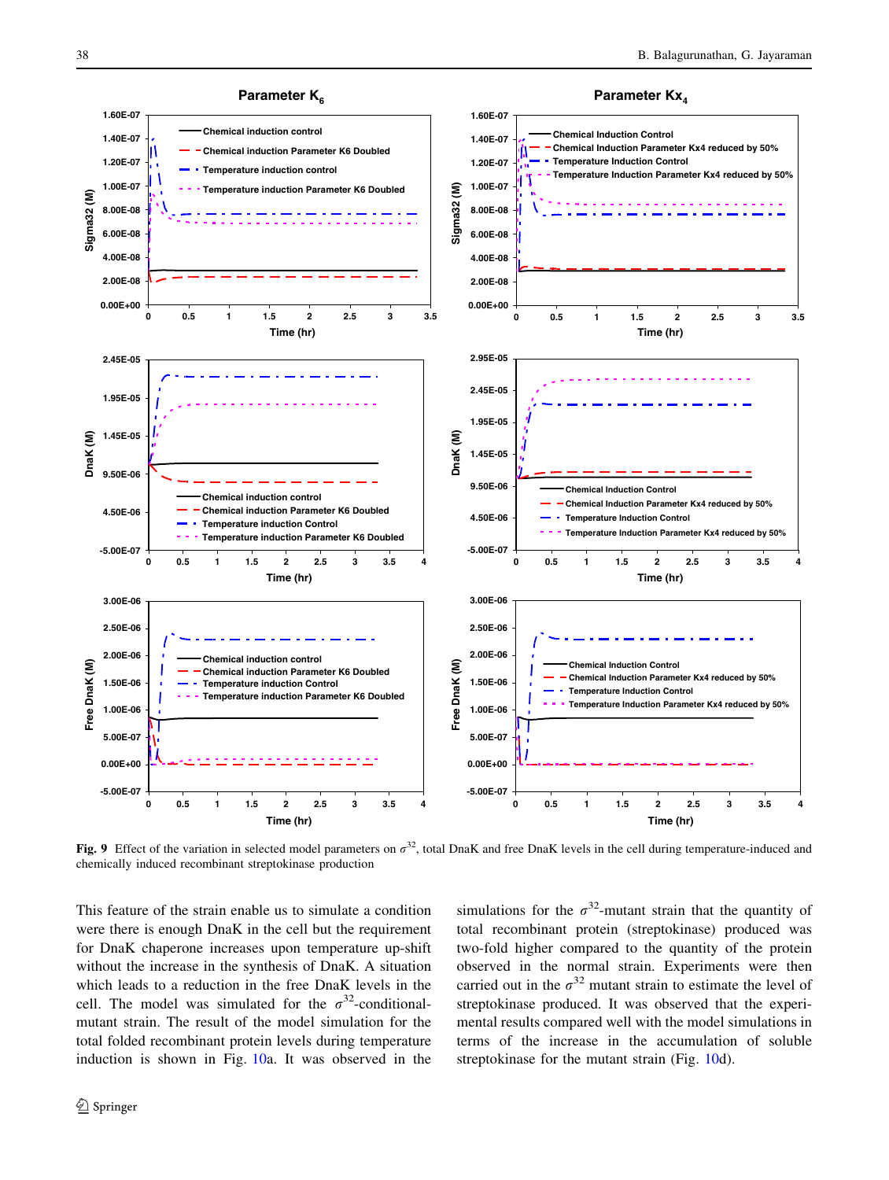**Fig. 9** Effect of the variation in selected model parameters on $\sigma^{32}$, total DnaK and free DnaK levels in the cell during temperature-induced and chemically induced recombinant streptokinase production

This feature of the strain enable us to simulate a condition were there is enough DnaK in the cell but the requirement for DnaK chaperone increases upon temperature up-shift without the increase in the synthesis of DnaK. A situation which leads to a reduction in the free DnaK levels in the cell. The model was simulated for the $\sigma^{32}$-conditional-mutant strain. The result of the model simulation for the total folded recombinant protein levels during temperature induction is shown in Fig. 10a. It was observed in the simulations for the $\sigma^{32}$-mutant strain that the quantity of total recombinant protein (streptokinase) produced was two-fold higher compared to the quantity of the protein observed in the normal strain. Experiments were then carried out in the $\sigma^{32}$ mutant strain to estimate the level of streptokinase produced. It was observed that the experimental results compared well with the model simulations in terms of the increase in the accumulation of soluble streptokinase for the mutant strain (Fig. 10d).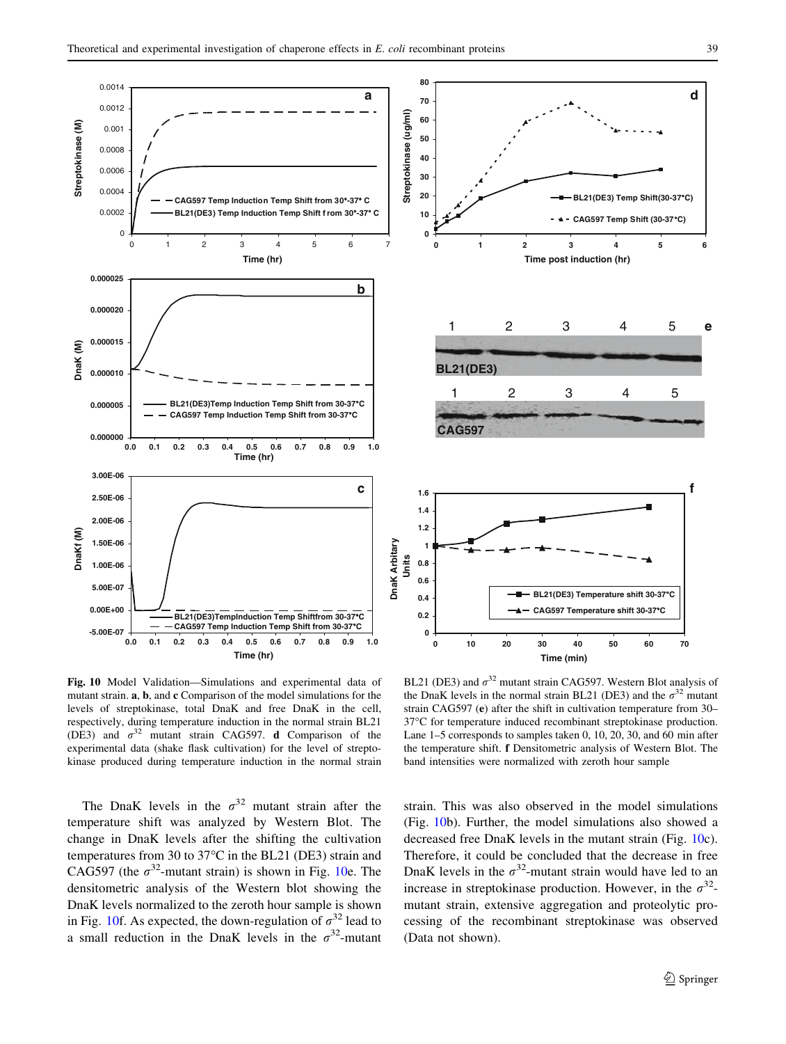**Fig. 10** Model Validation—Simulations and experimental data of mutant strain. **a**, **b**, and **c** Comparison of the model simulations for the levels of streptokinase, total DnaK and free DnaK in the cell, respectively, during temperature induction in the normal strain BL21 (DE3) and $\sigma^{32}$ mutant strain CAG597. **d** Comparison of the experimental data (shake flask cultivation) for the level of streptokinase produced during temperature induction in the normal strain BL21 (DE3) and $\sigma^{32}$ mutant strain CAG597. Western Blot analysis of the DnaK levels in the normal strain BL21 (DE3) and the $\sigma^{32}$ mutant strain CAG597 (**e**) after the shift in cultivation temperature from 30–37°C for temperature induced recombinant streptokinase production. Lane 1–5 corresponds to samples taken 0, 10, 20, 30, and 60 min after the temperature shift. **f** Densitometric analysis of Western Blot. The band intensities were normalized with zeroth hour sample

The DnaK levels in the $\sigma^{32}$ mutant strain after the temperature shift was analyzed by Western Blot. The change in DnaK levels after the shifting the cultivation temperatures from 30 to 37°C in the BL21 (DE3) strain and CAG597 (the $\sigma^{32}$-mutant strain) is shown in Fig. 10e. The densitometric analysis of the Western blot showing the DnaK levels normalized to the zeroth hour sample is shown in Fig. 10f. As expected, the down-regulation of $\sigma^{32}$ lead to a small reduction in the DnaK levels in the $\sigma^{32}$-mutant strain. This was also observed in the model simulations (Fig. 10b). Further, the model simulations also showed a decreased free DnaK levels in the mutant strain (Fig. 10c). Therefore, it could be concluded that the decrease in free DnaK levels in the $\sigma^{32}$-mutant strain would have led to an increase in streptokinase production. However, in the $\sigma^{32}$-mutant strain, extensive aggregation and proteolytic processing of the recombinant streptokinase was observed (Data not shown).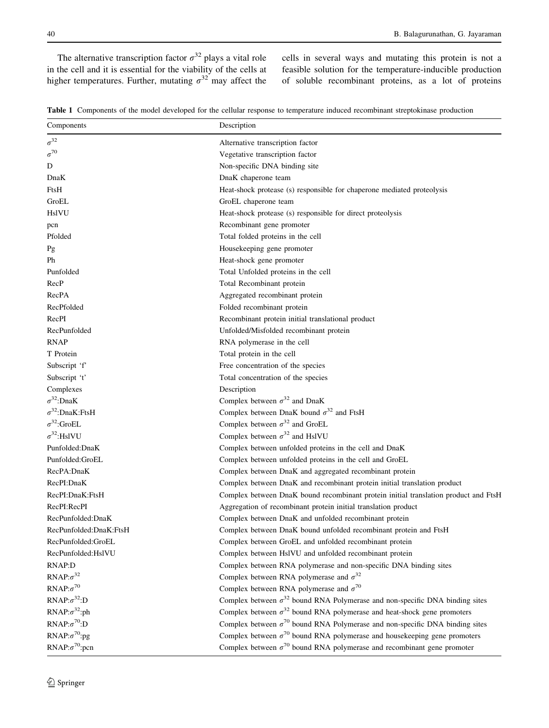The alternative transcription factor $\sigma^{32}$ plays a vital role in the cell and it is essential for the viability of the cells at higher temperatures. Further, mutating $\sigma^{32}$ may affect the cells in several ways and mutating this protein is not a feasible solution for the temperature-inducible production of soluble recombinant proteins, as a lot of proteins

**Table 1** Components of the model developed for the cellular response to temperature induced recombinant streptokinase production

| Components | Description |
|---|---|
| $\sigma^{32}$ | Alternative transcription factor |
| $\sigma^{70}$ | Vegetative transcription factor |
| D | Non-specific DNA binding site |
| DnaK | DnaK chaperone team |
| FtsH | Heat-shock protease (s) responsible for chaperone mediated proteolysis |
| GroEL | GroEL chaperone team |
| HslVU | Heat-shock protease (s) responsible for direct proteolysis |
| pcn | Recombinant gene promoter |
| Pfolded | Total folded proteins in the cell |
| Pg | Housekeeping gene promoter |
| Ph | Heat-shock gene promoter |
| Punfolded | Total Unfolded proteins in the cell |
| RecP | Total Recombinant protein |
| RecPA | Aggregated recombinant protein |
| RecPfolded | Folded recombinant protein |
| RecPI | Recombinant protein initial translational product |
| RecPunfolded | Unfolded/Misfolded recombinant protein |
| RNAP | RNA polymerase in the cell |
| T Protein | Total protein in the cell |
| Subscript 'f' | Free concentration of the species |
| Subscript 't' | Total concentration of the species |
| Complexes | Description |
| $\sigma^{32}$:DnaK | Complex between $\sigma^{32}$ and DnaK |
| $\sigma^{32}$:DnaK:FtsH | Complex between DnaK bound $\sigma^{32}$ and FtsH |
| $\sigma^{32}$:GroEL | Complex between $\sigma^{32}$ and GroEL |
| $\sigma^{32}$:HslVU | Complex between $\sigma^{32}$ and HslVU |
| Punfolded:DnaK | Complex between unfolded proteins in the cell and DnaK |
| Punfolded:GroEL | Complex between unfolded proteins in the cell and GroEL |
| RecPA:DnaK | Complex between DnaK and aggregated recombinant protein |
| RecPI:DnaK | Complex between DnaK and recombinant protein initial translation product |
| RecPI:DnaK:FtsH | Complex between DnaK bound recombinant protein initial translation product and FtsH |
| RecPI:RecPI | Aggregation of recombinant protein initial translation product |
| RecPunfolded:DnaK | Complex between DnaK and unfolded recombinant protein |
| RecPunfolded:DnaK:FtsH | Complex between DnaK bound unfolded recombinant protein and FtsH |
| RecPunfolded:GroEL | Complex between GroEL and unfolded recombinant protein |
| RecPunfolded:HslVU | Complex between HslVU and unfolded recombinant protein |
| RNAP:D | Complex between RNA polymerase and non-specific DNA binding sites |
| RNAP:$\sigma^{32}$ | Complex between RNA polymerase and $\sigma^{32}$ |
| RNAP:$\sigma^{70}$ | Complex between RNA polymerase and $\sigma^{70}$ |
| RNAP:$\sigma^{32}$:D | Complex between $\sigma^{32}$ bound RNA Polymerase and non-specific DNA binding sites |
| RNAP:$\sigma^{32}$:ph | Complex between $\sigma^{32}$ bound RNA polymerase and heat-shock gene promoters |
| RNAP:$\sigma^{70}$:D | Complex between $\sigma^{70}$ bound RNA Polymerase and non-specific DNA binding sites |
| RNAP:$\sigma^{70}$:pg | Complex between $\sigma^{70}$ bound RNA polymerase and housekeeping gene promoters |
| RNAP:$\sigma^{70}$:pcn | Complex between $\sigma^{70}$ bound RNA polymerase and recombinant gene promoter |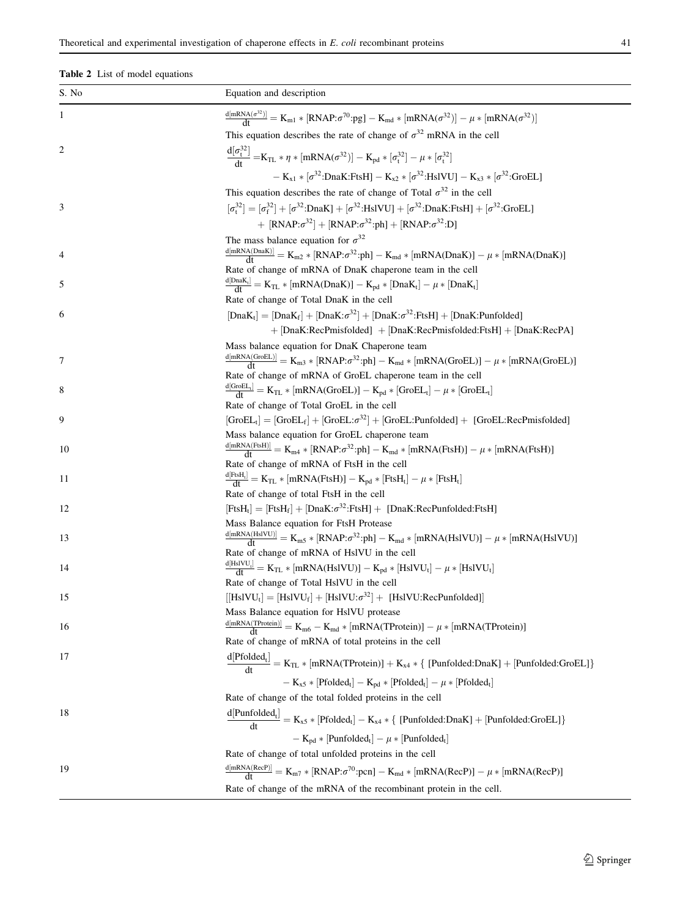**Table 2** List of model equations

| S. No | Equation and description |
|---|---|
| 1 | $\frac{d[\mathrm{mRNA}(\sigma^{32})]}{dt} = K_{m1} * [\mathrm{RNAP}{:}\sigma^{70}{:}\mathrm{pg}] - K_{md} * [\mathrm{mRNA}(\sigma^{32})] - \mu * [\mathrm{mRNA}(\sigma^{32})]$ <br> This equation describes the rate of change of $\sigma^{32}$ mRNA in the cell |
| 2 | $\frac{d[\sigma_t^{32}]}{dt} = K_{TL} * \eta * [\mathrm{mRNA}(\sigma^{32})] - K_{pd} * [\sigma_t^{32}] - \mu * [\sigma_t^{32}] - K_{x1} * [\sigma^{32}{:}\mathrm{DnaK{:}FtsH}] - K_{x2} * [\sigma^{32}{:}\mathrm{HslVU}] - K_{x3} * [\sigma^{32}{:}\mathrm{GroEL}]$ <br> This equation describes the rate of change of Total $\sigma^{32}$ in the cell |
| 3 | $[\sigma_t^{32}] = [\sigma_f^{32}] + [\sigma^{32}{:}\mathrm{DnaK}] + [\sigma^{32}{:}\mathrm{HslVU}] + [\sigma^{32}{:}\mathrm{DnaK{:}FtsH}] + [\sigma^{32}{:}\mathrm{GroEL}] + [\mathrm{RNAP}{:}\sigma^{32}] + [\mathrm{RNAP}{:}\sigma^{32}{:}\mathrm{ph}] + [\mathrm{RNAP}{:}\sigma^{32}{:}\mathrm{D}]$ <br> The mass balance equation for $\sigma^{32}$ |
| 4 | $\frac{d[\mathrm{mRNA(DnaK)}]}{dt} = K_{m2} * [\mathrm{RNAP}{:}\sigma^{32}{:}\mathrm{ph}] - K_{md} * [\mathrm{mRNA(DnaK)}] - \mu * [\mathrm{mRNA(DnaK)}]$ <br> Rate of change of mRNA of DnaK chaperone team in the cell |
| 5 | $\frac{d[\mathrm{DnaK_t}]}{dt} = K_{TL} * [\mathrm{mRNA(DnaK)}] - K_{pd} * [\mathrm{DnaK_t}] - \mu * [\mathrm{DnaK_t}]$ <br> Rate of change of Total DnaK in the cell |
| 6 | $[\mathrm{DnaK_t}] = [\mathrm{DnaK_f}] + [\mathrm{DnaK}{:}\sigma^{32}] + [\mathrm{DnaK}{:}\sigma^{32}{:}\mathrm{FtsH}] + [\mathrm{DnaK{:}Punfolded}] + [\mathrm{DnaK{:}RecPmisfolded}] + [\mathrm{DnaK{:}RecPmisfolded{:}FtsH}] + [\mathrm{DnaK{:}RecPA}]$ <br> Mass balance equation for DnaK Chaperone team |
| 7 | $\frac{d[\mathrm{mRNA(GroEL)}]}{dt} = K_{m3} * [\mathrm{RNAP}{:}\sigma^{32}{:}\mathrm{ph}] - K_{md} * [\mathrm{mRNA(GroEL)}] - \mu * [\mathrm{mRNA(GroEL)}]$ <br> Rate of change of mRNA of GroEL chaperone team in the cell |
| 8 | $\frac{d[\mathrm{GroEL_t}]}{dt} = K_{TL} * [\mathrm{mRNA(GroEL)}] - K_{pd} * [\mathrm{GroEL_t}] - \mu * [\mathrm{GroEL_t}]$ <br> Rate of change of Total GroEL in the cell |
| 9 | $[\mathrm{GroEL_t}] = [\mathrm{GroEL_f}] + [\mathrm{GroEL}{:}\sigma^{32}] + [\mathrm{GroEL{:}Punfolded}] + [\mathrm{GroEL{:}RecPmisfolded}]$ <br> Mass balance equation for GroEL chaperone team |
| 10 | $\frac{d[\mathrm{mRNA(FtsH)}]}{dt} = K_{m4} * [\mathrm{RNAP}{:}\sigma^{32}{:}\mathrm{ph}] - K_{md} * [\mathrm{mRNA(FtsH)}] - \mu * [\mathrm{mRNA(FtsH)}]$ <br> Rate of change of mRNA of FtsH in the cell |
| 11 | $\frac{d[\mathrm{FtsH_t}]}{dt} = K_{TL} * [\mathrm{mRNA(FtsH)}] - K_{pd} * [\mathrm{FtsH_t}] - \mu * [\mathrm{FtsH_t}]$ <br> Rate of change of total FtsH in the cell |
| 12 | $[\mathrm{FtsH_t}] = [\mathrm{FtsH_f}] + [\mathrm{DnaK}{:}\sigma^{32}{:}\mathrm{FtsH}] + [\mathrm{DnaK{:}RecPunfolded{:}FtsH}]$ <br> Mass Balance equation for FtsH Protease |
| 13 | $\frac{d[\mathrm{mRNA(HslVU)}]}{dt} = K_{m5} * [\mathrm{RNAP}{:}\sigma^{32}{:}\mathrm{ph}] - K_{md} * [\mathrm{mRNA(HslVU)}] - \mu * [\mathrm{mRNA(HslVU)}]$ <br> Rate of change of mRNA of HslVU in the cell |
| 14 | $\frac{d[\mathrm{HslVU_t}]}{dt} = K_{TL} * [\mathrm{mRNA(HslVU)}] - K_{pd} * [\mathrm{HslVU_t}] - \mu * [\mathrm{HslVU_t}]$ <br> Rate of change of Total HslVU in the cell |
| 15 | $[[\mathrm{HslVU_t}] = [\mathrm{HslVU_f}] + [\mathrm{HslVU}{:}\sigma^{32}] + [\mathrm{HslVU{:}RecPunfolded}]]$ <br> Mass Balance equation for HslVU protease |
| 16 | $\frac{d[\mathrm{mRNA(TProtein)}]}{dt} = K_{m6} - K_{md} * [\mathrm{mRNA(TProtein)}] - \mu * [\mathrm{mRNA(TProtein)}]$ <br> Rate of change of mRNA of total proteins in the cell |
| 17 | $\frac{d[\mathrm{Pfolded_t}]}{dt} = K_{TL} * [\mathrm{mRNA(TProtein)}] + K_{x4} * \{[\mathrm{Punfolded{:}DnaK}] + [\mathrm{Punfolded{:}GroEL}]\} - K_{x5} * [\mathrm{Pfolded_t}] - K_{pd} * [\mathrm{Pfolded_t}] - \mu * [\mathrm{Pfolded_t}]$ <br> Rate of change of the total folded proteins in the cell |
| 18 | $\frac{d[\mathrm{Punfolded_t}]}{dt} = K_{x5} * [\mathrm{Pfolded_t}] - K_{x4} * \{[\mathrm{Punfolded{:}DnaK}] + [\mathrm{Punfolded{:}GroEL}]\} - K_{pd} * [\mathrm{Punfolded_t}] - \mu * [\mathrm{Punfolded_t}]$ <br> Rate of change of total unfolded proteins in the cell |
| 19 | $\frac{d[\mathrm{mRNA(RecP)}]}{dt} = K_{m7} * [\mathrm{RNAP}{:}\sigma^{70}{:}\mathrm{pcn}] - K_{md} * [\mathrm{mRNA(RecP)}] - \mu * [\mathrm{mRNA(RecP)}]$ <br> Rate of change of the mRNA of the recombinant protein in the cell. |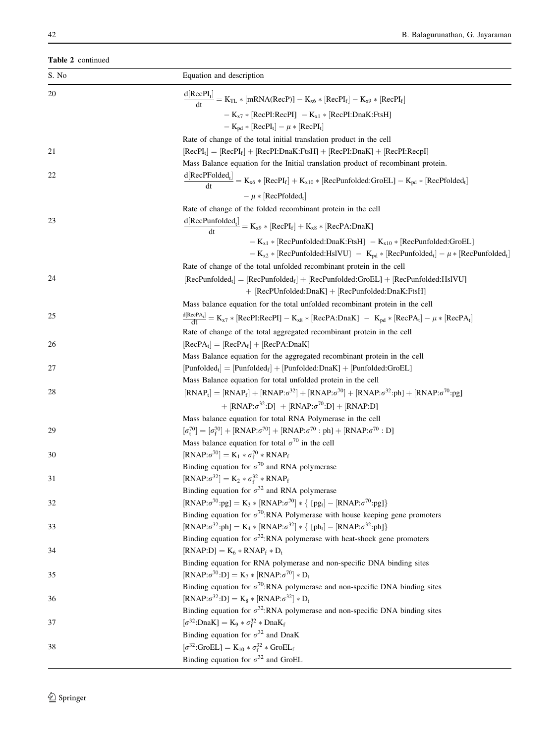**Table 2** continued

| S. No | Equation and description |
|---|---|
| 20 | $\frac{d[\mathrm{RecPI_t}]}{dt} = \mathrm{K_{TL}} * [\mathrm{mRNA(RecP)}] - \mathrm{K_{x6}} * [\mathrm{RecPI_f}] - \mathrm{K_{x9}} * [\mathrm{RecPI_f}] - \mathrm{K_{x7}} * [\mathrm{RecPI{:}RecPI}] - \mathrm{K_{x1}} * [\mathrm{RecPI{:}DnaK{:}FtsH}] - \mathrm{K_{pd}} * [\mathrm{RecPI_t}] - \mu * [\mathrm{RecPI_t}]$ <br> Rate of change of the total initial translation product in the cell |
| 21 | $[\mathrm{RecPI_t}] = [\mathrm{RecPI_f}] + [\mathrm{RecPI{:}DnaK{:}FtsH}] + [\mathrm{RecPI{:}DnaK}] + [\mathrm{RecPI{:}RecpI}]$ <br> Mass Balance equation for the Initial translation product of recombinant protein. |
| 22 | $\frac{d[\mathrm{RecPFolded_t}]}{dt} = \mathrm{K_{x6}} * [\mathrm{RecPI_f}] + \mathrm{K_{x10}} * [\mathrm{RecPunfolded{:}GroEL}] - \mathrm{K_{pd}} * [\mathrm{RecPfolded_t}] - \mu * [\mathrm{RecPfolded_t}]$ <br> Rate of change of the folded recombinant protein in the cell |
| 23 | $\frac{d[\mathrm{RecPunfolded_t}]}{dt} = \mathrm{K_{x9}} * [\mathrm{RecPI_f}] + \mathrm{K_{x8}} * [\mathrm{RecPA{:}DnaK}] - \mathrm{K_{x1}} * [\mathrm{RecPunfolded{:}DnaK{:}FtsH}] - \mathrm{K_{x10}} * [\mathrm{RecPunfolded{:}GroEL}] - \mathrm{K_{x2}} * [\mathrm{RecPunfolded{:}HslVU}] - \mathrm{K_{pd}} * [\mathrm{RecPunfolded_t}] - \mu * [\mathrm{RecPunfolded_t}]$ <br> Rate of change of the total unfolded recombinant protein in the cell |
| 24 | $[\mathrm{RecPunfolded_t}] = [\mathrm{RecPunfolded_f}] + [\mathrm{RecPunfolded{:}GroEL}] + [\mathrm{RecPunfolded{:}HslVU}] + [\mathrm{RecPUnfolded{:}DnaK}] + [\mathrm{RecPunfolded{:}DnaK{:}FtsH}]$ <br> Mass balance equation for the total unfolded recombinant protein in the cell |
| 25 | $\frac{d[\mathrm{RecPA_t}]}{dt} = \mathrm{K_{x7}} * [\mathrm{RecPI{:}RecPI}] - \mathrm{K_{x8}} * [\mathrm{RecPA{:}DnaK}] - \mathrm{K_{pd}} * [\mathrm{RecPA_t}] - \mu * [\mathrm{RecPA_t}]$ <br> Rate of change of the total aggregated recombinant protein in the cell |
| 26 | $[\mathrm{RecPA_t}] = [\mathrm{RecPA_f}] + [\mathrm{RecPA{:}DnaK}]$ <br> Mass Balance equation for the aggregated recombinant protein in the cell |
| 27 | $[\mathrm{Punfolded_t}] = [\mathrm{Punfolded_f}] + [\mathrm{Punfolded{:}DnaK}] + [\mathrm{Punfolded{:}GroEL}]$ <br> Mass Balance equation for total unfolded protein in the cell |
| 28 | $[\mathrm{RNAP_t}] = [\mathrm{RNAP_f}] + [\mathrm{RNAP{:}\sigma^{32}}] + [\mathrm{RNAP{:}\sigma^{70}}] + [\mathrm{RNAP{:}\sigma^{32}{:}ph}] + [\mathrm{RNAP{:}\sigma^{70}{:}pg}] + [\mathrm{RNAP{:}\sigma^{32}{:}D}] + [\mathrm{RNAP{:}\sigma^{70}{:}D}] + [\mathrm{RNAP{:}D}]$ <br> Mass balance equation for total RNA Polymerase in the cell |
| 29 | $[\sigma_t^{70}] = [\sigma_f^{70}] + [\mathrm{RNAP{:}\sigma^{70}}] + [\mathrm{RNAP{:}\sigma^{70}:ph}] + [\mathrm{RNAP{:}\sigma^{70}:D}]$ <br> Mass balance equation for total $\sigma^{70}$ in the cell |
| 30 | $[\mathrm{RNAP{:}\sigma^{70}}] = \mathrm{K_1} * \sigma_f^{70} * \mathrm{RNAP_f}$ <br> Binding equation for $\sigma^{70}$ and RNA polymerase |
| 31 | $[\mathrm{RNAP{:}\sigma^{32}}] = \mathrm{K_2} * \sigma_f^{32} * \mathrm{RNAP_f}$ <br> Binding equation for $\sigma^{32}$ and RNA polymerase |
| 32 | $[\mathrm{RNAP{:}\sigma^{70}{:}pg}] = \mathrm{K_3} * [\mathrm{RNAP{:}\sigma^{70}}] * \{[\mathrm{pg_t}] - [\mathrm{RNAP{:}\sigma^{70}{:}pg}]\}$ <br> Binding equation for $\sigma^{70}$:RNA Polymerase with house keeping gene promoters |
| 33 | $[\mathrm{RNAP{:}\sigma^{32}{:}ph}] = \mathrm{K_4} * [\mathrm{RNAP{:}\sigma^{32}}] * \{[\mathrm{ph_t}] - [\mathrm{RNAP{:}\sigma^{32}{:}ph}]\}$ <br> Binding equation for $\sigma^{32}$:RNA polymerase with heat-shock gene promoters |
| 34 | $[\mathrm{RNAP{:}D}] = \mathrm{K_6} * \mathrm{RNAP_f} * \mathrm{D_t}$ <br> Binding equation for RNA polymerase and non-specific DNA binding sites |
| 35 | $[\mathrm{RNAP{:}\sigma^{70}{:}D}] = \mathrm{K_7} * [\mathrm{RNAP{:}\sigma^{70}}] * \mathrm{D_t}$ <br> Binding equation for $\sigma^{70}$:RNA polymerase and non-specific DNA binding sites |
| 36 | $[\mathrm{RNAP{:}\sigma^{32}{:}D}] = \mathrm{K_8} * [\mathrm{RNAP{:}\sigma^{32}}] * \mathrm{D_t}$ <br> Binding equation for $\sigma^{32}$:RNA polymerase and non-specific DNA binding sites |
| 37 | $[\sigma^{32}{:}\mathrm{DnaK}] = \mathrm{K_9} * \sigma_f^{32} * \mathrm{DnaK_f}$ <br> Binding equation for $\sigma^{32}$ and DnaK |
| 38 | $[\sigma^{32}{:}\mathrm{GroEL}] = \mathrm{K_{10}} * \sigma_f^{32} * \mathrm{GroEL_f}$ <br> Binding equation for $\sigma^{32}$ and GroEL |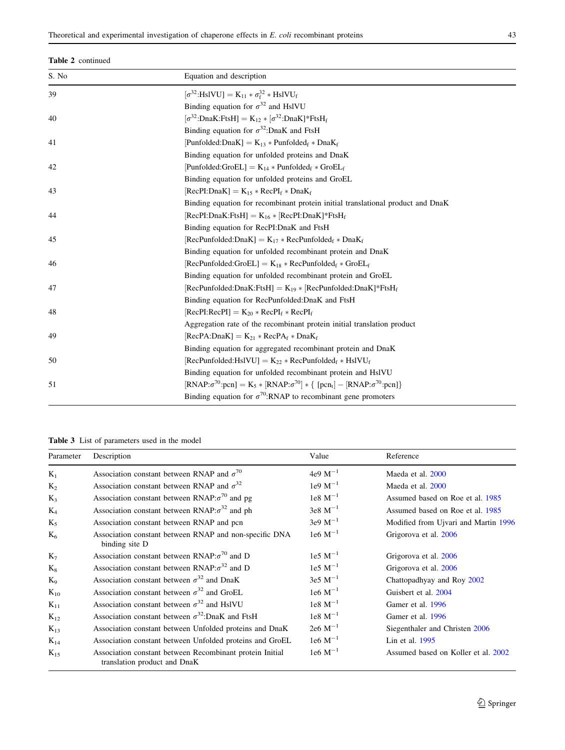**Table 2** continued

| S. No | Equation and description |
|---|---|
| 39 | $[\sigma^{32}\text{:HslVU}] = K_{11} * \sigma^{32}_{f} * \text{HslVU}_f$ |
| | Binding equation for $\sigma^{32}$ and HslVU |
| 40 | $[\sigma^{32}\text{:DnaK:FtsH}] = K_{12} * [\sigma^{32}\text{:DnaK}]*\text{FtsH}_f$ |
| | Binding equation for $\sigma^{32}$:DnaK and FtsH |
| 41 | $[\text{Punfolded:DnaK}] = K_{13} * \text{Punfolded}_f * \text{DnaK}_f$ |
| | Binding equation for unfolded proteins and DnaK |
| 42 | $[\text{Punfolded:GroEL}] = K_{14} * \text{Punfolded}_f * \text{GroEL}_f$ |
| | Binding equation for unfolded proteins and GroEL |
| 43 | $[\text{RecPI:DnaK}] = K_{15} * \text{RecPI}_f * \text{DnaK}_f$ |
| | Binding equation for recombinant protein initial translational product and DnaK |
| 44 | $[\text{RecPI:DnaK:FtsH}] = K_{16} * [\text{RecPI:DnaK}]*\text{FtsH}_f$ |
| | Binding equation for RecPI:DnaK and FtsH |
| 45 | $[\text{RecPunfolded:DnaK}] = K_{17} * \text{RecPunfolded}_f * \text{DnaK}_f$ |
| | Binding equation for unfolded recombinant protein and DnaK |
| 46 | $[\text{RecPunfolded:GroEL}] = K_{18} * \text{RecPunfolded}_f * \text{GroEL}_f$ |
| | Binding equation for unfolded recombinant protein and GroEL |
| 47 | $[\text{RecPunfolded:DnaK:FtsH}] = K_{19} * [\text{RecPunfolded:DnaK}]*\text{FtsH}_f$ |
| | Binding equation for RecPunfolded:DnaK and FtsH |
| 48 | $[\text{RecPI:RecPI}] = K_{20} * \text{RecPI}_f * \text{RecPI}_f$ |
| | Aggregation rate of the recombinant protein initial translation product |
| 49 | $[\text{RecPA:DnaK}] = K_{21} * \text{RecPA}_f * \text{DnaK}_f$ |
| | Binding equation for aggregated recombinant protein and DnaK |
| 50 | $[\text{RecPunfolded:HslVU}] = K_{22} * \text{RecPunfolded}_f * \text{HslVU}_f$ |
| | Binding equation for unfolded recombinant protein and HslVU |
| 51 | $[\text{RNAP:}\sigma^{70}\text{:pcn}] = K_5 * [\text{RNAP:}\sigma^{70}] * \{ [\text{pcn}_t] - [\text{RNAP:}\sigma^{70}\text{:pcn}]\}$ |
| | Binding equation for $\sigma^{70}$:RNAP to recombinant gene promoters |

**Table 3** List of parameters used in the model

| Parameter | Description | Value | Reference |
|---|---|---|---|
| $K_1$ | Association constant between RNAP and $\sigma^{70}$ | 4e9 $M^{-1}$ | Maeda et al. 2000 |
| $K_2$ | Association constant between RNAP and $\sigma^{32}$ | 1e9 $M^{-1}$ | Maeda et al. 2000 |
| $K_3$ | Association constant between RNAP:$\sigma^{70}$ and pg | 1e8 $M^{-1}$ | Assumed based on Roe et al. 1985 |
| $K_4$ | Association constant between RNAP:$\sigma^{32}$ and ph | 3e8 $M^{-1}$ | Assumed based on Roe et al. 1985 |
| $K_5$ | Association constant between RNAP and pcn | 3e9 $M^{-1}$ | Modified from Ujvari and Martin 1996 |
| $K_6$ | Association constant between RNAP and non-specific DNA binding site D | 1e6 $M^{-1}$ | Grigorova et al. 2006 |
| $K_7$ | Association constant between RNAP:$\sigma^{70}$ and D | 1e5 $M^{-1}$ | Grigorova et al. 2006 |
| $K_8$ | Association constant between RNAP:$\sigma^{32}$ and D | 1e5 $M^{-1}$ | Grigorova et al. 2006 |
| $K_9$ | Association constant between $\sigma^{32}$ and DnaK | 3e5 $M^{-1}$ | Chattopadhyay and Roy 2002 |
| $K_{10}$ | Association constant between $\sigma^{32}$ and GroEL | 1e6 $M^{-1}$ | Guisbert et al. 2004 |
| $K_{11}$ | Association constant between $\sigma^{32}$ and HslVU | 1e8 $M^{-1}$ | Gamer et al. 1996 |
| $K_{12}$ | Association constant between $\sigma^{32}$:DnaK and FtsH | 1e8 $M^{-1}$ | Gamer et al. 1996 |
| $K_{13}$ | Association constant between Unfolded proteins and DnaK | 2e6 $M^{-1}$ | Siegenthaler and Christen 2006 |
| $K_{14}$ | Association constant between Unfolded proteins and GroEL | 1e6 $M^{-1}$ | Lin et al. 1995 |
| $K_{15}$ | Association constant between Recombinant protein Initial translation product and DnaK | 1e6 $M^{-1}$ | Assumed based on Koller et al. 2002 |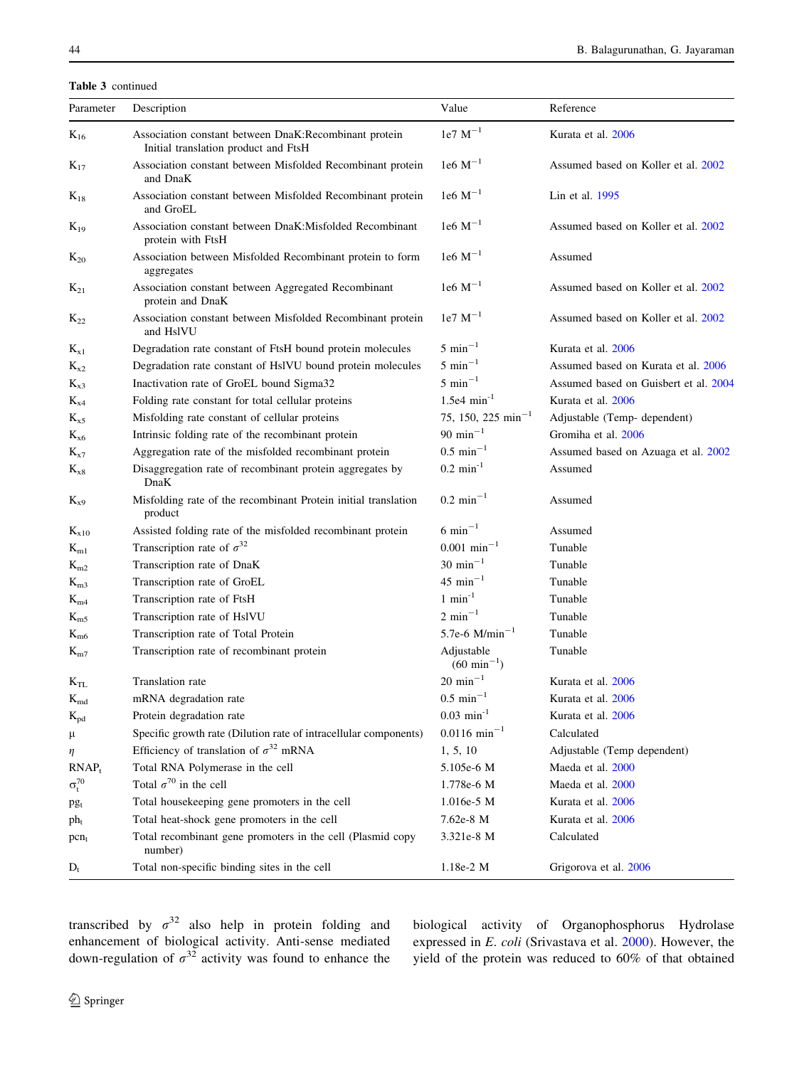**Table 3** continued

| Parameter | Description | Value | Reference |
|---|---|---|---|
| $K_{16}$ | Association constant between DnaK:Recombinant protein Initial translation product and FtsH | 1e7 $M^{-1}$ | Kurata et al. 2006 |
| $K_{17}$ | Association constant between Misfolded Recombinant protein and DnaK | 1e6 $M^{-1}$ | Assumed based on Koller et al. 2002 |
| $K_{18}$ | Association constant between Misfolded Recombinant protein and GroEL | 1e6 $M^{-1}$ | Lin et al. 1995 |
| $K_{19}$ | Association constant between DnaK:Misfolded Recombinant protein with FtsH | 1e6 $M^{-1}$ | Assumed based on Koller et al. 2002 |
| $K_{20}$ | Association between Misfolded Recombinant protein to form aggregates | 1e6 $M^{-1}$ | Assumed |
| $K_{21}$ | Association constant between Aggregated Recombinant protein and DnaK | 1e6 $M^{-1}$ | Assumed based on Koller et al. 2002 |
| $K_{22}$ | Association constant between Misfolded Recombinant protein and HslVU | 1e7 $M^{-1}$ | Assumed based on Koller et al. 2002 |
| $K_{x1}$ | Degradation rate constant of FtsH bound protein molecules | 5 $min^{-1}$ | Kurata et al. 2006 |
| $K_{x2}$ | Degradation rate constant of HslVU bound protein molecules | 5 $min^{-1}$ | Assumed based on Kurata et al. 2006 |
| $K_{x3}$ | Inactivation rate of GroEL bound Sigma32 | 5 $min^{-1}$ | Assumed based on Guisbert et al. 2004 |
| $K_{x4}$ | Folding rate constant for total cellular proteins | 1.5e4 $min^{-1}$ | Kurata et al. 2006 |
| $K_{x5}$ | Misfolding rate constant of cellular proteins | 75, 150, 225 $min^{-1}$ | Adjustable (Temp- dependent) |
| $K_{x6}$ | Intrinsic folding rate of the recombinant protein | 90 $min^{-1}$ | Gromiha et al. 2006 |
| $K_{x7}$ | Aggregation rate of the misfolded recombinant protein | 0.5 $min^{-1}$ | Assumed based on Azuaga et al. 2002 |
| $K_{x8}$ | Disaggregation rate of recombinant protein aggregates by DnaK | 0.2 $min^{-1}$ | Assumed |
| $K_{x9}$ | Misfolding rate of the recombinant Protein initial translation product | 0.2 $min^{-1}$ | Assumed |
| $K_{x10}$ | Assisted folding rate of the misfolded recombinant protein | 6 $min^{-1}$ | Assumed |
| $K_{m1}$ | Transcription rate of $\sigma^{32}$ | 0.001 $min^{-1}$ | Tunable |
| $K_{m2}$ | Transcription rate of DnaK | 30 $min^{-1}$ | Tunable |
| $K_{m3}$ | Transcription rate of GroEL | 45 $min^{-1}$ | Tunable |
| $K_{m4}$ | Transcription rate of FtsH | 1 $min^{-1}$ | Tunable |
| $K_{m5}$ | Transcription rate of HslVU | 2 $min^{-1}$ | Tunable |
| $K_{m6}$ | Transcription rate of Total Protein | 5.7e-6 M/$min^{-1}$ | Tunable |
| $K_{m7}$ | Transcription rate of recombinant protein | Adjustable (60 $min^{-1}$) | Tunable |
| $K_{TL}$ | Translation rate | 20 $min^{-1}$ | Kurata et al. 2006 |
| $K_{md}$ | mRNA degradation rate | 0.5 $min^{-1}$ | Kurata et al. 2006 |
| $K_{pd}$ | Protein degradation rate | 0.03 $min^{-1}$ | Kurata et al. 2006 |
| $\mu$ | Specific growth rate (Dilution rate of intracellular components) | 0.0116 $min^{-1}$ | Calculated |
| $\eta$ | Efficiency of translation of $\sigma^{32}$ mRNA | 1, 5, 10 | Adjustable (Temp dependent) |
| $RNAP_t$ | Total RNA Polymerase in the cell | 5.105e-6 M | Maeda et al. 2000 |
| $\sigma_t^{70}$ | Total $\sigma^{70}$ in the cell | 1.778e-6 M | Maeda et al. 2000 |
| $pg_t$ | Total housekeeping gene promoters in the cell | 1.016e-5 M | Kurata et al. 2006 |
| $ph_t$ | Total heat-shock gene promoters in the cell | 7.62e-8 M | Kurata et al. 2006 |
| $pcn_t$ | Total recombinant gene promoters in the cell (Plasmid copy number) | 3.321e-8 M | Calculated |
| $D_t$ | Total non-specific binding sites in the cell | 1.18e-2 M | Grigorova et al. 2006 |

transcribed by $\sigma^{32}$ also help in protein folding and enhancement of biological activity. Anti-sense mediated down-regulation of $\sigma^{32}$ activity was found to enhance the biological activity of Organophosphorus Hydrolase expressed in *E. coli* (Srivastava et al. 2000). However, the yield of the protein was reduced to 60% of that obtained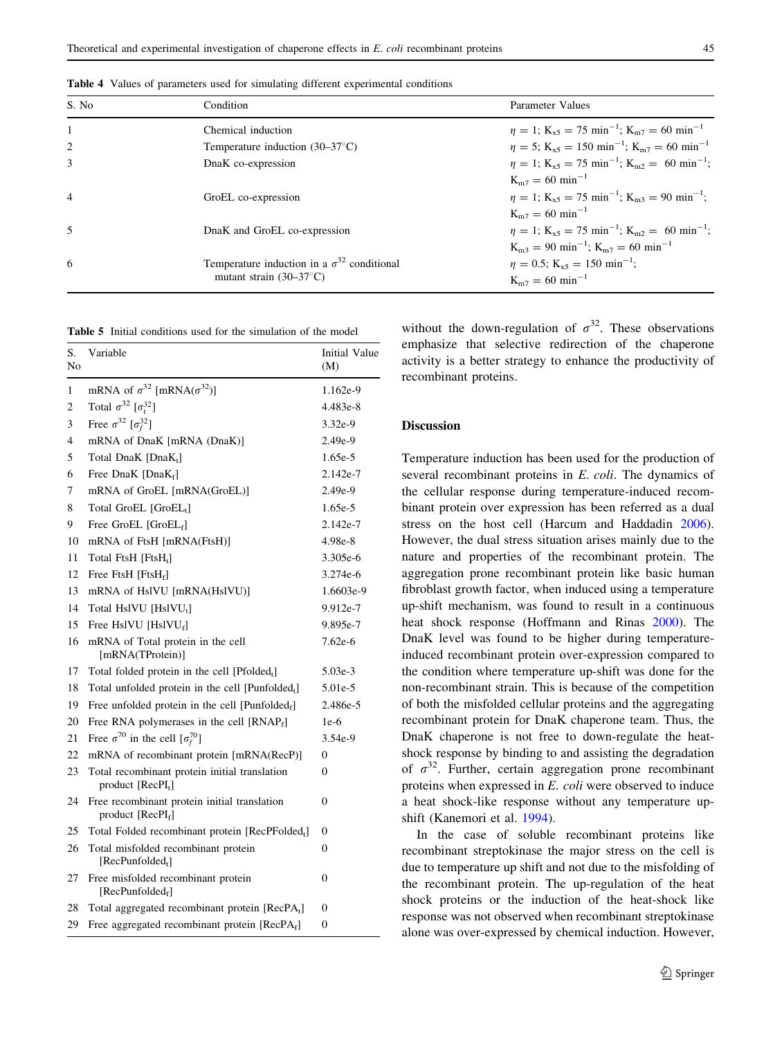**Table 4** Values of parameters used for simulating different experimental conditions

| S. No | Condition | Parameter Values |
|---|---|---|
| 1 | Chemical induction | $\eta = 1$; $K_{x5} = 75\ \text{min}^{-1}$; $K_{m7} = 60\ \text{min}^{-1}$ |
| 2 | Temperature induction (30–37°C) | $\eta = 5$; $K_{x5} = 150\ \text{min}^{-1}$; $K_{m7} = 60\ \text{min}^{-1}$ |
| 3 | DnaK co-expression | $\eta = 1$; $K_{x5} = 75\ \text{min}^{-1}$; $K_{m2} = 60\ \text{min}^{-1}$; $K_{m7} = 60\ \text{min}^{-1}$ |
| 4 | GroEL co-expression | $\eta = 1$; $K_{x5} = 75\ \text{min}^{-1}$; $K_{m3} = 90\ \text{min}^{-1}$; $K_{m7} = 60\ \text{min}^{-1}$ |
| 5 | DnaK and GroEL co-expression | $\eta = 1$; $K_{x5} = 75\ \text{min}^{-1}$; $K_{m2} = 60\ \text{min}^{-1}$; $K_{m3} = 90\ \text{min}^{-1}$; $K_{m7} = 60\ \text{min}^{-1}$ |
| 6 | Temperature induction in a $\sigma^{32}$ conditional mutant strain (30–37°C) | $\eta = 0.5$; $K_{x5} = 150\ \text{min}^{-1}$; $K_{m7} = 60\ \text{min}^{-1}$ |

**Table 5** Initial conditions used for the simulation of the model

| S. No | Variable | Initial Value (M) |
|---|---|---|
| 1 | mRNA of $\sigma^{32}$ [mRNA($\sigma^{32}$)] | 1.162e-9 |
| 2 | Total $\sigma^{32}$ [$\sigma_t^{32}$] | 4.483e-8 |
| 3 | Free $\sigma^{32}$ [$\sigma_f^{32}$] | 3.32e-9 |
| 4 | mRNA of DnaK [mRNA (DnaK)] | 2.49e-9 |
| 5 | Total DnaK [$DnaK_t$] | 1.65e-5 |
| 6 | Free DnaK [$DnaK_f$] | 2.142e-7 |
| 7 | mRNA of GroEL [mRNA(GroEL)] | 2.49e-9 |
| 8 | Total GroEL [$GroEL_t$] | 1.65e-5 |
| 9 | Free GroEL [$GroEL_f$] | 2.142e-7 |
| 10 | mRNA of FtsH [mRNA(FtsH)] | 4.98e-8 |
| 11 | Total FtsH [$FtsH_t$] | 3.305e-6 |
| 12 | Free FtsH [$FtsH_f$] | 3.274e-6 |
| 13 | mRNA of HslVU [mRNA(HslVU)] | 1.6603e-9 |
| 14 | Total HslVU [$HslVU_t$] | 9.912e-7 |
| 15 | Free HslVU [$HslVU_f$] | 9.895e-7 |
| 16 | mRNA of Total protein in the cell [mRNA(TProtein)] | 7.62e-6 |
| 17 | Total folded protein in the cell [$Pfolded_t$] | 5.03e-3 |
| 18 | Total unfolded protein in the cell [$Punfolded_t$] | 5.01e-5 |
| 19 | Free unfolded protein in the cell [$Punfolded_f$] | 2.486e-5 |
| 20 | Free RNA polymerases in the cell [$RNAP_f$] | 1e-6 |
| 21 | Free $\sigma^{70}$ in the cell [$\sigma_f^{70}$] | 3.54e-9 |
| 22 | mRNA of recombinant protein [mRNA(RecP)] | 0 |
| 23 | Total recombinant protein initial translation product [$RecPI_t$] | 0 |
| 24 | Free recombinant protein initial translation product [$RecPI_f$] | 0 |
| 25 | Total Folded recombinant protein [$RecPFolded_t$] | 0 |
| 26 | Total misfolded recombinant protein [$RecPunfolded_t$] | 0 |
| 27 | Free misfolded recombinant protein [$RecPunfolded_f$] | 0 |
| 28 | Total aggregated recombinant protein [$RecPA_t$] | 0 |
| 29 | Free aggregated recombinant protein [$RecPA_f$] | 0 |

without the down-regulation of $\sigma^{32}$. These observations emphasize that selective redirection of the chaperone activity is a better strategy to enhance the productivity of recombinant proteins.

## Discussion

Temperature induction has been used for the production of several recombinant proteins in *E. coli*. The dynamics of the cellular response during temperature-induced recombinant protein over expression has been referred as a dual stress on the host cell (Harcum and Haddadin 2006). However, the dual stress situation arises mainly due to the nature and properties of the recombinant protein. The aggregation prone recombinant protein like basic human fibroblast growth factor, when induced using a temperature up-shift mechanism, was found to result in a continuous heat shock response (Hoffmann and Rinas 2000). The DnaK level was found to be higher during temperature-induced recombinant protein over-expression compared to the condition where temperature up-shift was done for the non-recombinant strain. This is because of the competition of both the misfolded cellular proteins and the aggregating recombinant protein for DnaK chaperone team. Thus, the DnaK chaperone is not free to down-regulate the heat-shock response by binding to and assisting the degradation of $\sigma^{32}$. Further, certain aggregation prone recombinant proteins when expressed in *E. coli* were observed to induce a heat shock-like response without any temperature up-shift (Kanemori et al. 1994).

In the case of soluble recombinant proteins like recombinant streptokinase the major stress on the cell is due to temperature up shift and not due to the misfolding of the recombinant protein. The up-regulation of the heat shock proteins or the induction of the heat-shock like response was not observed when recombinant streptokinase alone was over-expressed by chemical induction. However,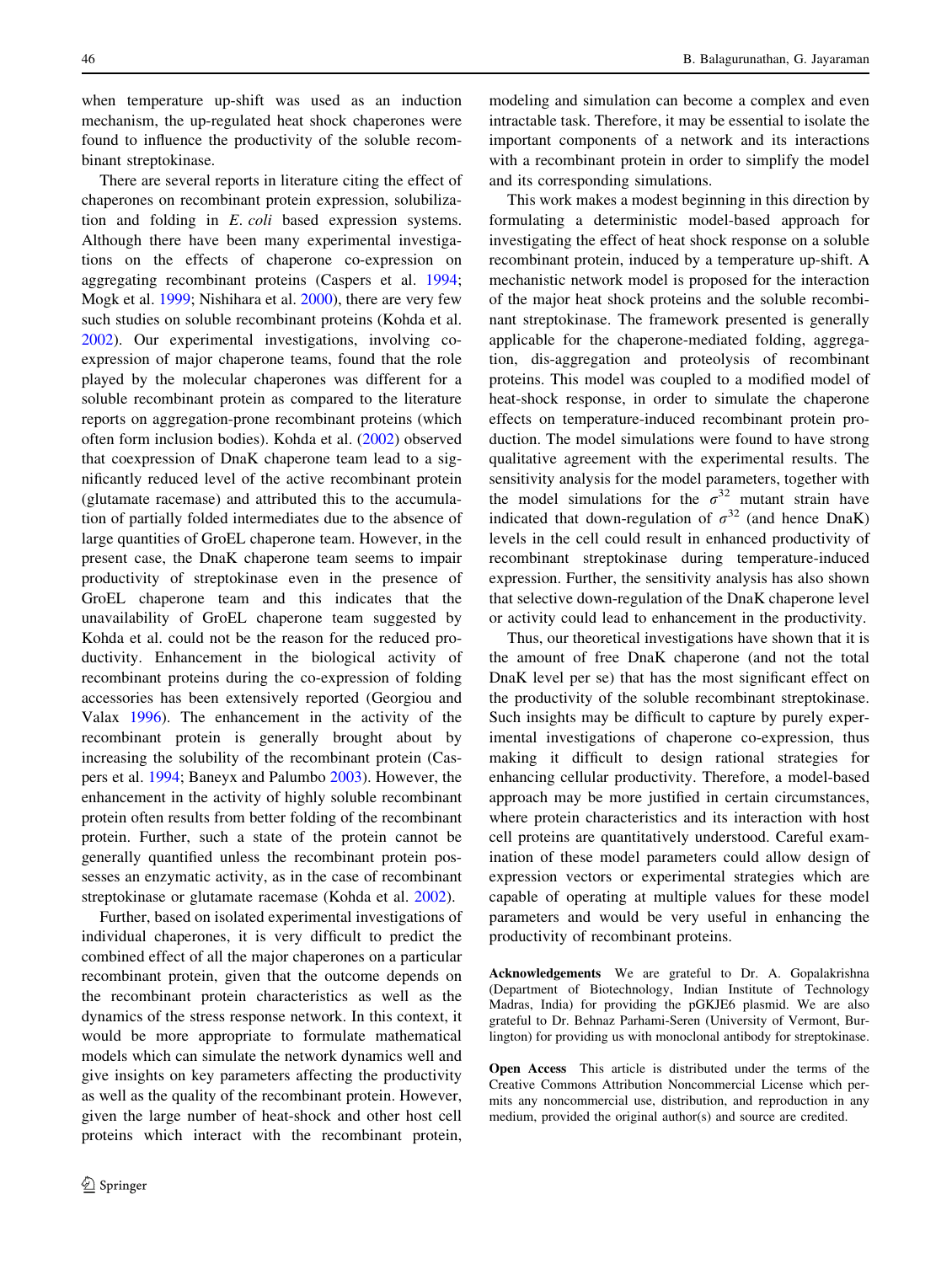when temperature up-shift was used as an induction mechanism, the up-regulated heat shock chaperones were found to influence the productivity of the soluble recombinant streptokinase.

There are several reports in literature citing the effect of chaperones on recombinant protein expression, solubilization and folding in *E. coli* based expression systems. Although there have been many experimental investigations on the effects of chaperone co-expression on aggregating recombinant proteins (Caspers et al. 1994; Mogk et al. 1999; Nishihara et al. 2000), there are very few such studies on soluble recombinant proteins (Kohda et al. 2002). Our experimental investigations, involving co-expression of major chaperone teams, found that the role played by the molecular chaperones was different for a soluble recombinant protein as compared to the literature reports on aggregation-prone recombinant proteins (which often form inclusion bodies). Kohda et al. (2002) observed that coexpression of DnaK chaperone team lead to a significantly reduced level of the active recombinant protein (glutamate racemase) and attributed this to the accumulation of partially folded intermediates due to the absence of large quantities of GroEL chaperone team. However, in the present case, the DnaK chaperone team seems to impair productivity of streptokinase even in the presence of GroEL chaperone team and this indicates that the unavailability of GroEL chaperone team suggested by Kohda et al. could not be the reason for the reduced productivity. Enhancement in the biological activity of recombinant proteins during the co-expression of folding accessories has been extensively reported (Georgiou and Valax 1996). The enhancement in the activity of the recombinant protein is generally brought about by increasing the solubility of the recombinant protein (Caspers et al. 1994; Baneyx and Palumbo 2003). However, the enhancement in the activity of highly soluble recombinant protein often results from better folding of the recombinant protein. Further, such a state of the protein cannot be generally quantified unless the recombinant protein possesses an enzymatic activity, as in the case of recombinant streptokinase or glutamate racemase (Kohda et al. 2002).

Further, based on isolated experimental investigations of individual chaperones, it is very difficult to predict the combined effect of all the major chaperones on a particular recombinant protein, given that the outcome depends on the recombinant protein characteristics as well as the dynamics of the stress response network. In this context, it would be more appropriate to formulate mathematical models which can simulate the network dynamics well and give insights on key parameters affecting the productivity as well as the quality of the recombinant protein. However, given the large number of heat-shock and other host cell proteins which interact with the recombinant protein, modeling and simulation can become a complex and even intractable task. Therefore, it may be essential to isolate the important components of a network and its interactions with a recombinant protein in order to simplify the model and its corresponding simulations.

This work makes a modest beginning in this direction by formulating a deterministic model-based approach for investigating the effect of heat shock response on a soluble recombinant protein, induced by a temperature up-shift. A mechanistic network model is proposed for the interaction of the major heat shock proteins and the soluble recombinant streptokinase. The framework presented is generally applicable for the chaperone-mediated folding, aggregation, dis-aggregation and proteolysis of recombinant proteins. This model was coupled to a modified model of heat-shock response, in order to simulate the chaperone effects on temperature-induced recombinant protein production. The model simulations were found to have strong qualitative agreement with the experimental results. The sensitivity analysis for the model parameters, together with the model simulations for the $\sigma^{32}$ mutant strain have indicated that down-regulation of $\sigma^{32}$ (and hence DnaK) levels in the cell could result in enhanced productivity of recombinant streptokinase during temperature-induced expression. Further, the sensitivity analysis has also shown that selective down-regulation of the DnaK chaperone level or activity could lead to enhancement in the productivity.

Thus, our theoretical investigations have shown that it is the amount of free DnaK chaperone (and not the total DnaK level per se) that has the most significant effect on the productivity of the soluble recombinant streptokinase. Such insights may be difficult to capture by purely experimental investigations of chaperone co-expression, thus making it difficult to design rational strategies for enhancing cellular productivity. Therefore, a model-based approach may be more justified in certain circumstances, where protein characteristics and its interaction with host cell proteins are quantitatively understood. Careful examination of these model parameters could allow design of expression vectors or experimental strategies which are capable of operating at multiple values for these model parameters and would be very useful in enhancing the productivity of recombinant proteins.

**Acknowledgements** We are grateful to Dr. A. Gopalakrishna (Department of Biotechnology, Indian Institute of Technology Madras, India) for providing the pGKJE6 plasmid. We are also grateful to Dr. Behnaz Parhami-Seren (University of Vermont, Burlington) for providing us with monoclonal antibody for streptokinase.

**Open Access** This article is distributed under the terms of the Creative Commons Attribution Noncommercial License which permits any noncommercial use, distribution, and reproduction in any medium, provided the original author(s) and source are credited.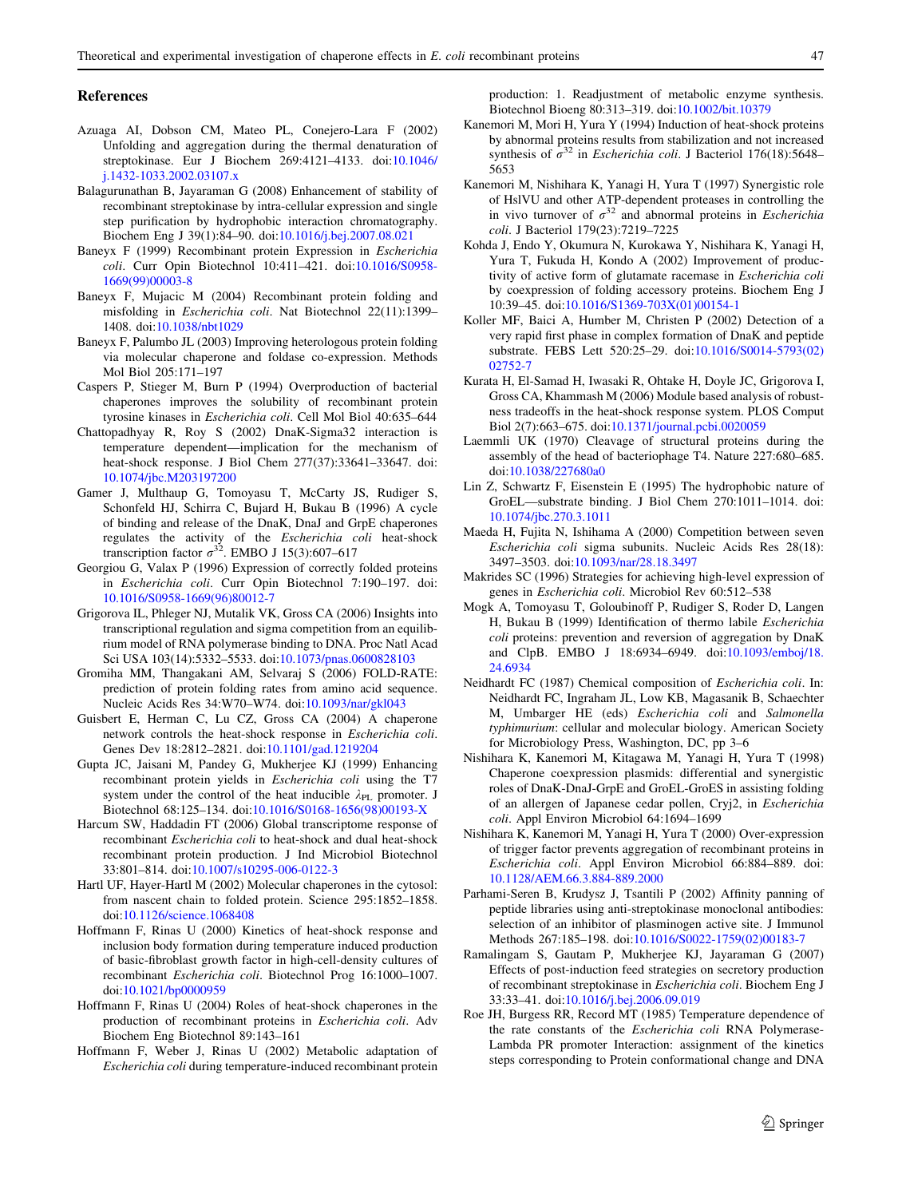## References

Azuaga AI, Dobson CM, Mateo PL, Conejero-Lara F (2002) Unfolding and aggregation during the thermal denaturation of streptokinase. Eur J Biochem 269:4121–4133. doi:10.1046/j.1432-1033.2002.03107.x

Balagurunathan B, Jayaraman G (2008) Enhancement of stability of recombinant streptokinase by intra-cellular expression and single step purification by hydrophobic interaction chromatography. Biochem Eng J 39(1):84–90. doi:10.1016/j.bej.2007.08.021

Baneyx F (1999) Recombinant protein Expression in *Escherichia coli*. Curr Opin Biotechnol 10:411–421. doi:10.1016/S0958-1669(99)00003-8

Baneyx F, Mujacic M (2004) Recombinant protein folding and misfolding in *Escherichia coli*. Nat Biotechnol 22(11):1399–1408. doi:10.1038/nbt1029

Baneyx F, Palumbo JL (2003) Improving heterologous protein folding via molecular chaperone and foldase co-expression. Methods Mol Biol 205:171–197

Caspers P, Stieger M, Burn P (1994) Overproduction of bacterial chaperones improves the solubility of recombinant protein tyrosine kinases in *Escherichia coli*. Cell Mol Biol 40:635–644

Chattopadhyay R, Roy S (2002) DnaK-Sigma32 interaction is temperature dependent—implication for the mechanism of heat-shock response. J Biol Chem 277(37):33641–33647. doi:10.1074/jbc.M203197200

Gamer J, Multhaup G, Tomoyasu T, McCarty JS, Rudiger S, Schonfeld HJ, Schirra C, Bujard H, Bukau B (1996) A cycle of binding and release of the DnaK, DnaJ and GrpE chaperones regulates the activity of the *Escherichia coli* heat-shock transcription factor $\sigma^{32}$. EMBO J 15(3):607–617

Georgiou G, Valax P (1996) Expression of correctly folded proteins in *Escherichia coli*. Curr Opin Biotechnol 7:190–197. doi:10.1016/S0958-1669(96)80012-7

Grigorova IL, Phleger NJ, Mutalik VK, Gross CA (2006) Insights into transcriptional regulation and sigma competition from an equilibrium model of RNA polymerase binding to DNA. Proc Natl Acad Sci USA 103(14):5332–5533. doi:10.1073/pnas.0600828103

Gromiha MM, Thangakani AM, Selvaraj S (2006) FOLD-RATE: prediction of protein folding rates from amino acid sequence. Nucleic Acids Res 34:W70–W74. doi:10.1093/nar/gkl043

Guisbert E, Herman C, Lu CZ, Gross CA (2004) A chaperone network controls the heat-shock response in *Escherichia coli*. Genes Dev 18:2812–2821. doi:10.1101/gad.1219204

Gupta JC, Jaisani M, Pandey G, Mukherjee KJ (1999) Enhancing recombinant protein yields in *Escherichia coli* using the T7 system under the control of the heat inducible $\lambda_{PL}$ promoter. J Biotechnol 68:125–134. doi:10.1016/S0168-1656(98)00193-X

Harcum SW, Haddadin FT (2006) Global transcriptome response of recombinant *Escherichia coli* to heat-shock and dual heat-shock recombinant protein production. J Ind Microbiol Biotechnol 33:801–814. doi:10.1007/s10295-006-0122-3

Hartl UF, Hayer-Hartl M (2002) Molecular chaperones in the cytosol: from nascent chain to folded protein. Science 295:1852–1858. doi:10.1126/science.1068408

Hoffmann F, Rinas U (2000) Kinetics of heat-shock response and inclusion body formation during temperature induced production of basic-fibroblast growth factor in high-cell-density cultures of recombinant *Escherichia coli*. Biotechnol Prog 16:1000–1007. doi:10.1021/bp0000959

Hoffmann F, Rinas U (2004) Roles of heat-shock chaperones in the production of recombinant proteins in *Escherichia coli*. Adv Biochem Eng Biotechnol 89:143–161

Hoffmann F, Weber J, Rinas U (2002) Metabolic adaptation of *Escherichia coli* during temperature-induced recombinant protein production: 1. Readjustment of metabolic enzyme synthesis. Biotechnol Bioeng 80:313–319. doi:10.1002/bit.10379

Kanemori M, Mori H, Yura Y (1994) Induction of heat-shock proteins by abnormal proteins results from stabilization and not increased synthesis of $\sigma^{32}$ in *Escherichia coli*. J Bacteriol 176(18):5648–5653

Kanemori M, Nishihara K, Yanagi H, Yura T (1997) Synergistic role of HslVU and other ATP-dependent proteases in controlling the in vivo turnover of $\sigma^{32}$ and abnormal proteins in *Escherichia coli*. J Bacteriol 179(23):7219–7225

Kohda J, Endo Y, Okumura N, Kurokawa Y, Nishihara K, Yanagi H, Yura T, Fukuda H, Kondo A (2002) Improvement of productivity of active form of glutamate racemase in *Escherichia coli* by coexpression of folding accessory proteins. Biochem Eng J 10:39–45. doi:10.1016/S1369-703X(01)00154-1

Koller MF, Baici A, Humber M, Christen P (2002) Detection of a very rapid first phase in complex formation of DnaK and peptide substrate. FEBS Lett 520:25–29. doi:10.1016/S0014-5793(02)02752-7

Kurata H, El-Samad H, Iwasaki R, Ohtake H, Doyle JC, Grigorova I, Gross CA, Khammash M (2006) Module based analysis of robustness tradeoffs in the heat-shock response system. PLOS Comput Biol 2(7):663–675. doi:10.1371/journal.pcbi.0020059

Laemmli UK (1970) Cleavage of structural proteins during the assembly of the head of bacteriophage T4. Nature 227:680–685. doi:10.1038/227680a0

Lin Z, Schwartz F, Eisenstein E (1995) The hydrophobic nature of GroEL—substrate binding. J Biol Chem 270:1011–1014. doi:10.1074/jbc.270.3.1011

Maeda H, Fujita N, Ishihama A (2000) Competition between seven *Escherichia coli* sigma subunits. Nucleic Acids Res 28(18):3497–3503. doi:10.1093/nar/28.18.3497

Makrides SC (1996) Strategies for achieving high-level expression of genes in *Escherichia coli*. Microbiol Rev 60:512–538

Mogk A, Tomoyasu T, Goloubinoff P, Rudiger S, Roder D, Langen H, Bukau B (1999) Identification of thermo labile *Escherichia coli* proteins: prevention and reversion of aggregation by DnaK and ClpB. EMBO J 18:6934–6949. doi:10.1093/emboj/18.24.6934

Neidhardt FC (1987) Chemical composition of *Escherichia coli*. In: Neidhardt FC, Ingraham JL, Low KB, Magasanik B, Schaechter M, Umbarger HE (eds) *Escherichia coli* and *Salmonella typhimurium*: cellular and molecular biology. American Society for Microbiology Press, Washington, DC, pp 3–6

Nishihara K, Kanemori M, Kitagawa M, Yanagi H, Yura T (1998) Chaperone coexpression plasmids: differential and synergistic roles of DnaK-DnaJ-GrpE and GroEL-GroES in assisting folding of an allergen of Japanese cedar pollen, Cryj2, in *Escherichia coli*. Appl Environ Microbiol 64:1694–1699

Nishihara K, Kanemori M, Yanagi H, Yura T (2000) Over-expression of trigger factor prevents aggregation of recombinant proteins in *Escherichia coli*. Appl Environ Microbiol 66:884–889. doi:10.1128/AEM.66.3.884-889.2000

Parhami-Seren B, Krudysz J, Tsantili P (2002) Affinity panning of peptide libraries using anti-streptokinase monoclonal antibodies: selection of an inhibitor of plasminogen active site. J Immunol Methods 267:185–198. doi:10.1016/S0022-1759(02)00183-7

Ramalingam S, Gautam P, Mukherjee KJ, Jayaraman G (2007) Effects of post-induction feed strategies on secretory production of recombinant streptokinase in *Escherichia coli*. Biochem Eng J 33:33–41. doi:10.1016/j.bej.2006.09.019

Roe JH, Burgess RR, Record MT (1985) Temperature dependence of the rate constants of the *Escherichia coli* RNA Polymerase-Lambda PR promoter Interaction: assignment of the kinetics steps corresponding to Protein conformational change and DNA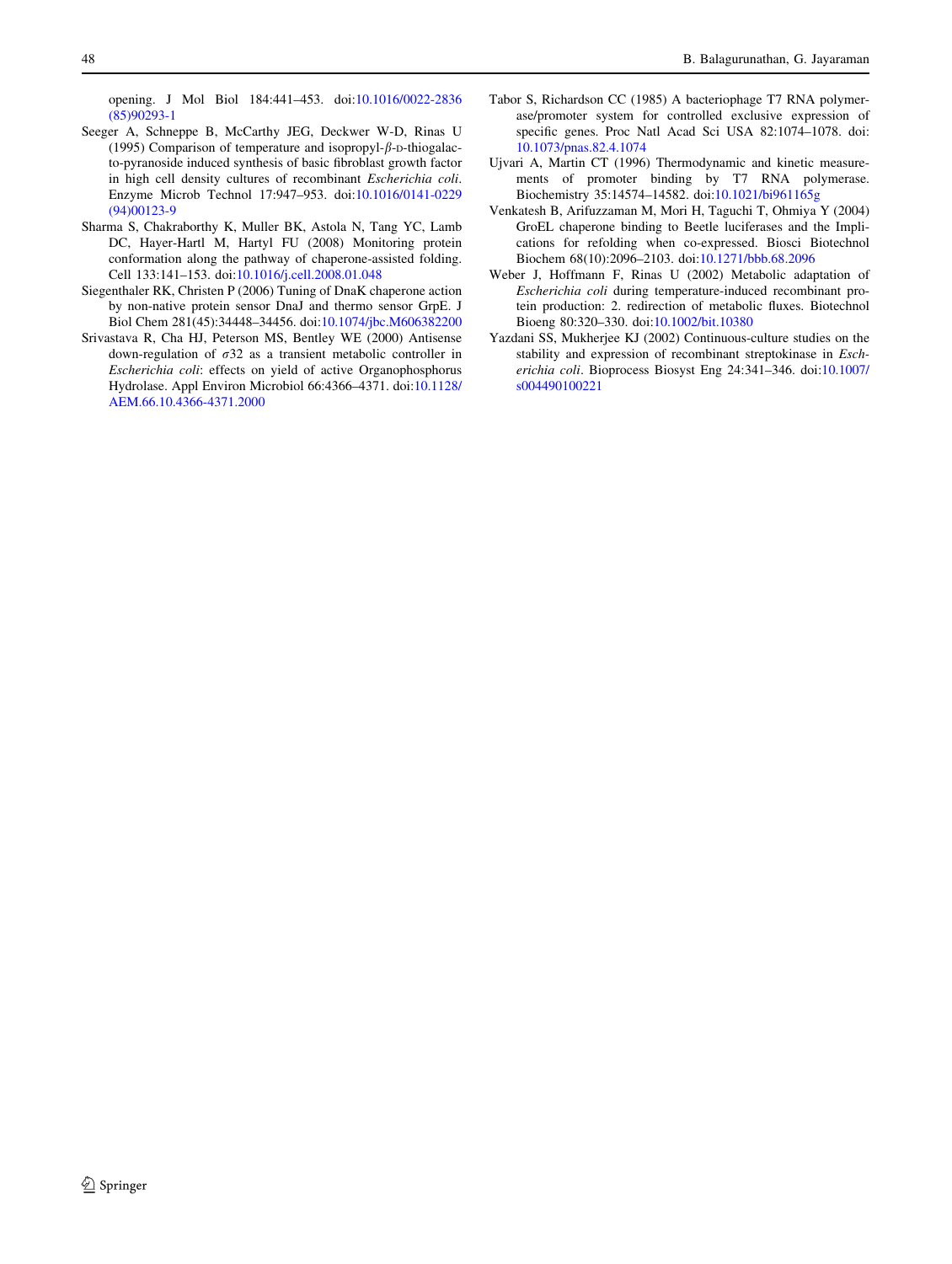opening. J Mol Biol 184:441–453. doi:10.1016/0022-2836(85)90293-1

Seeger A, Schneppe B, McCarthy JEG, Deckwer W-D, Rinas U (1995) Comparison of temperature and isopropyl-β-D-thiogalacto-pyranoside induced synthesis of basic fibroblast growth factor in high cell density cultures of recombinant *Escherichia coli*. Enzyme Microb Technol 17:947–953. doi:10.1016/0141-0229(94)00123-9

Sharma S, Chakraborthy K, Muller BK, Astola N, Tang YC, Lamb DC, Hayer-Hartl M, Hartyl FU (2008) Monitoring protein conformation along the pathway of chaperone-assisted folding. Cell 133:141–153. doi:10.1016/j.cell.2008.01.048

Siegenthaler RK, Christen P (2006) Tuning of DnaK chaperone action by non-native protein sensor DnaJ and thermo sensor GrpE. J Biol Chem 281(45):34448–34456. doi:10.1074/jbc.M606382200

Srivastava R, Cha HJ, Peterson MS, Bentley WE (2000) Antisense down-regulation of σ32 as a transient metabolic controller in *Escherichia coli*: effects on yield of active Organophosphorus Hydrolase. Appl Environ Microbiol 66:4366–4371. doi:10.1128/AEM.66.10.4366-4371.2000

Tabor S, Richardson CC (1985) A bacteriophage T7 RNA polymerase/promoter system for controlled exclusive expression of specific genes. Proc Natl Acad Sci USA 82:1074–1078. doi:10.1073/pnas.82.4.1074

Ujvari A, Martin CT (1996) Thermodynamic and kinetic measurements of promoter binding by T7 RNA polymerase. Biochemistry 35:14574–14582. doi:10.1021/bi961165g

Venkatesh B, Arifuzzaman M, Mori H, Taguchi T, Ohmiya Y (2004) GroEL chaperone binding to Beetle luciferases and the Implications for refolding when co-expressed. Biosci Biotechnol Biochem 68(10):2096–2103. doi:10.1271/bbb.68.2096

Weber J, Hoffmann F, Rinas U (2002) Metabolic adaptation of *Escherichia coli* during temperature-induced recombinant protein production: 2. redirection of metabolic fluxes. Biotechnol Bioeng 80:320–330. doi:10.1002/bit.10380

Yazdani SS, Mukherjee KJ (2002) Continuous-culture studies on the stability and expression of recombinant streptokinase in *Escherichia coli*. Bioprocess Biosyst Eng 24:341–346. doi:10.1007/s004490100221